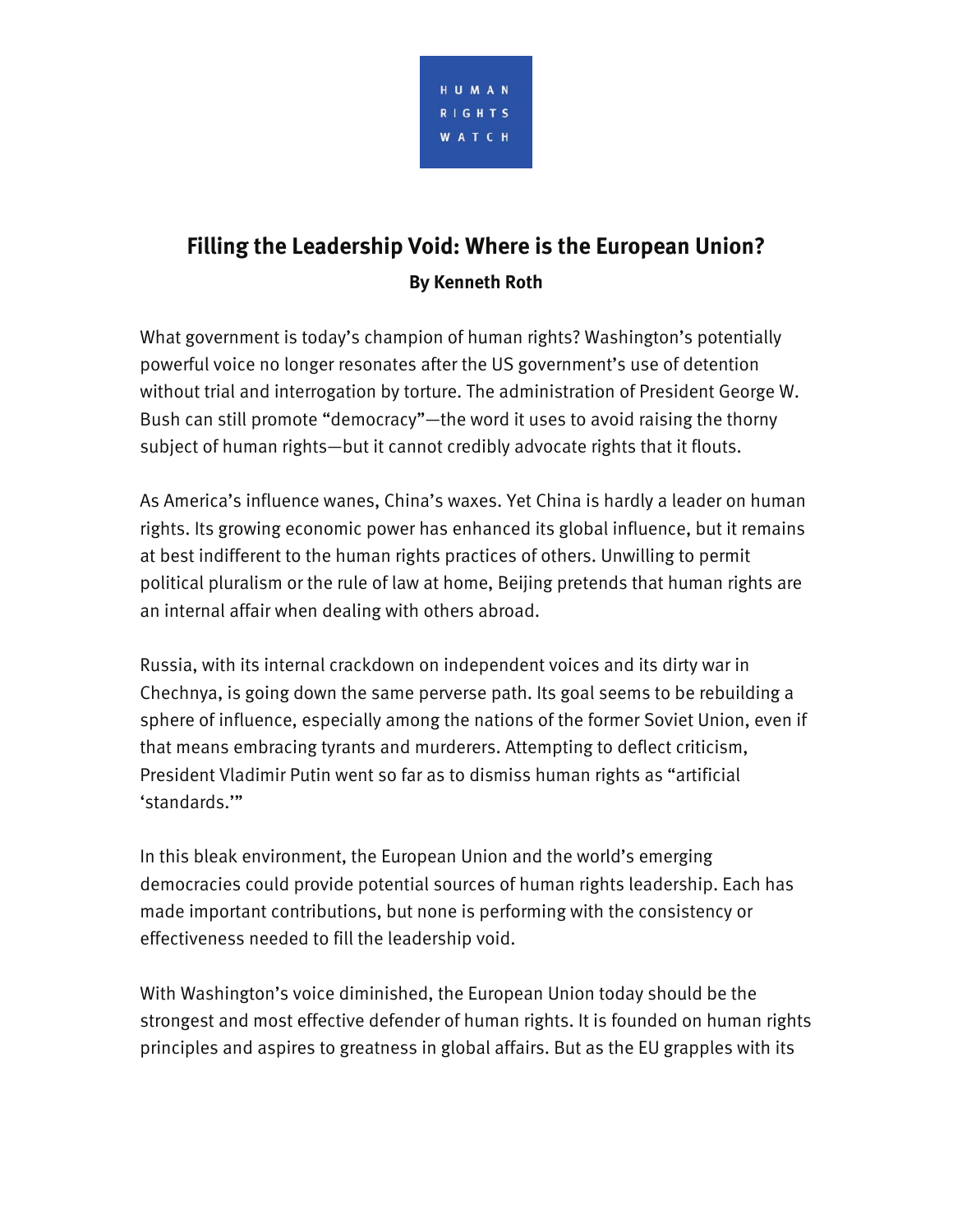HUMAN RIGHTS WATCH

# Filling the Leadership Void: Where is the European Union?

**By Kenneth Roth**

What government is today's champion of human rights? Washington's potentially powerful voice no longer resonates after the US government's use of detention without trial and interrogation by torture. The administration of President George W. Bush can still promote "democracy"—the word it uses to avoid raising the thorny subject of human rights—but it cannot credibly advocate rights that it flouts.

As America's influence wanes, China's waxes. Yet China is hardly a leader on human rights. Its growing economic power has enhanced its global influence, but it remains at best indifferent to the human rights practices of others. Unwilling to permit political pluralism or the rule of law at home, Beijing pretends that human rights are an internal affair when dealing with others abroad.

Russia, with its internal crackdown on independent voices and its dirty war in Chechnya, is going down the same perverse path. Its goal seems to be rebuilding a sphere of influence, especially among the nations of the former Soviet Union, even if that means embracing tyrants and murderers. Attempting to deflect criticism, President Vladimir Putin went so far as to dismiss human rights as "artificial 'standards.'"

In this bleak environment, the European Union and the world's emerging democracies could provide potential sources of human rights leadership. Each has made important contributions, but none is performing with the consistency or effectiveness needed to fill the leadership void.

With Washington's voice diminished, the European Union today should be the strongest and most effective defender of human rights. It is founded on human rights principles and aspires to greatness in global affairs. But as the EU grapples with its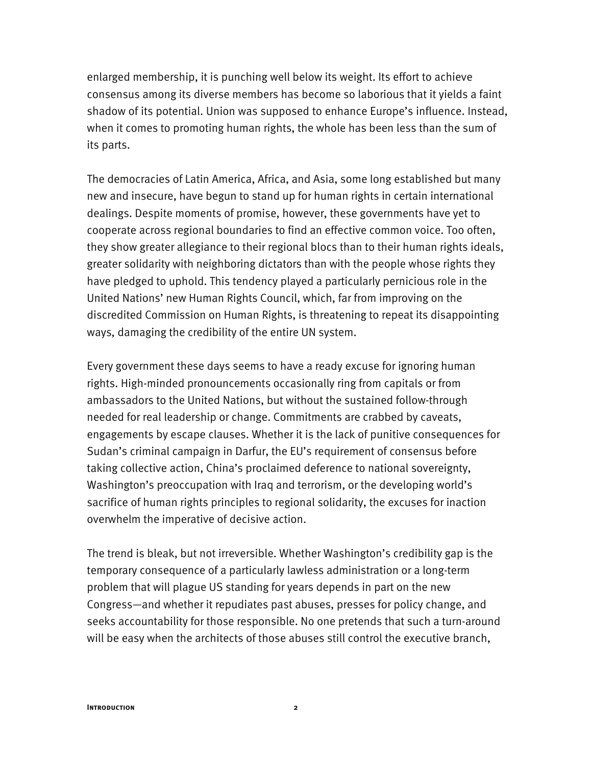enlarged membership, it is punching well below its weight. Its effort to achieve consensus among its diverse members has become so laborious that it yields a faint shadow of its potential. Union was supposed to enhance Europe's influence. Instead, when it comes to promoting human rights, the whole has been less than the sum of its parts.

The democracies of Latin America, Africa, and Asia, some long established but many new and insecure, have begun to stand up for human rights in certain international dealings. Despite moments of promise, however, these governments have yet to cooperate across regional boundaries to find an effective common voice. Too often, they show greater allegiance to their regional blocs than to their human rights ideals, greater solidarity with neighboring dictators than with the people whose rights they have pledged to uphold. This tendency played a particularly pernicious role in the United Nations' new Human Rights Council, which, far from improving on the discredited Commission on Human Rights, is threatening to repeat its disappointing ways, damaging the credibility of the entire UN system.

Every government these days seems to have a ready excuse for ignoring human rights. High-minded pronouncements occasionally ring from capitals or from ambassadors to the United Nations, but without the sustained follow-through needed for real leadership or change. Commitments are crabbed by caveats, engagements by escape clauses. Whether it is the lack of punitive consequences for Sudan's criminal campaign in Darfur, the EU's requirement of consensus before taking collective action, China's proclaimed deference to national sovereignty, Washington's preoccupation with Iraq and terrorism, or the developing world's sacrifice of human rights principles to regional solidarity, the excuses for inaction overwhelm the imperative of decisive action.

The trend is bleak, but not irreversible. Whether Washington's credibility gap is the temporary consequence of a particularly lawless administration or a long-term problem that will plague US standing for years depends in part on the new Congress—and whether it repudiates past abuses, presses for policy change, and seeks accountability for those responsible. No one pretends that such a turn-around will be easy when the architects of those abuses still control the executive branch,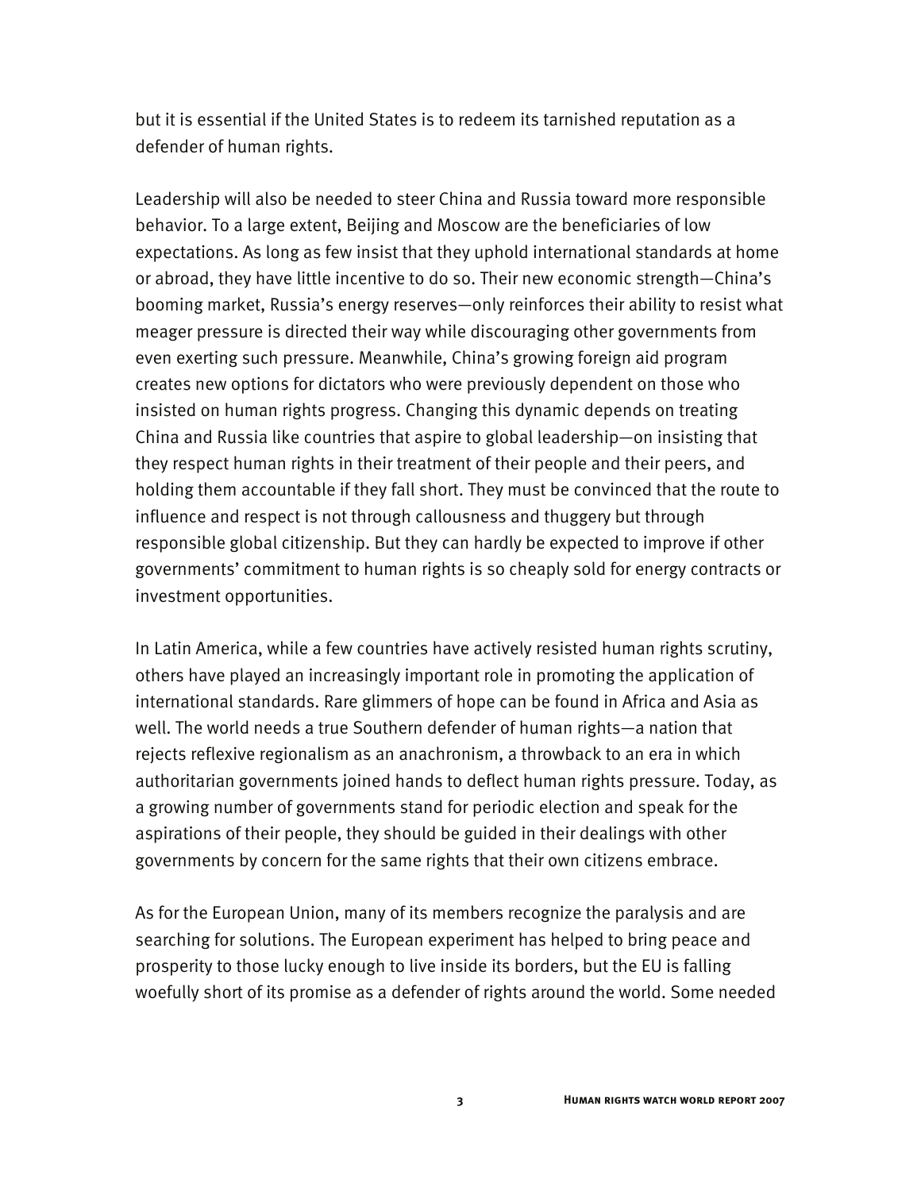but it is essential if the United States is to redeem its tarnished reputation as a defender of human rights.

Leadership will also be needed to steer China and Russia toward more responsible behavior. To a large extent, Beijing and Moscow are the beneficiaries of low expectations. As long as few insist that they uphold international standards at home or abroad, they have little incentive to do so. Their new economic strength—China's booming market, Russia's energy reserves—only reinforces their ability to resist what meager pressure is directed their way while discouraging other governments from even exerting such pressure. Meanwhile, China's growing foreign aid program creates new options for dictators who were previously dependent on those who insisted on human rights progress. Changing this dynamic depends on treating China and Russia like countries that aspire to global leadership—on insisting that they respect human rights in their treatment of their people and their peers, and holding them accountable if they fall short. They must be convinced that the route to influence and respect is not through callousness and thuggery but through responsible global citizenship. But they can hardly be expected to improve if other governments' commitment to human rights is so cheaply sold for energy contracts or investment opportunities.

In Latin America, while a few countries have actively resisted human rights scrutiny, others have played an increasingly important role in promoting the application of international standards. Rare glimmers of hope can be found in Africa and Asia as well. The world needs a true Southern defender of human rights—a nation that rejects reflexive regionalism as an anachronism, a throwback to an era in which authoritarian governments joined hands to deflect human rights pressure. Today, as a growing number of governments stand for periodic election and speak for the aspirations of their people, they should be guided in their dealings with other governments by concern for the same rights that their own citizens embrace.

As for the European Union, many of its members recognize the paralysis and are searching for solutions. The European experiment has helped to bring peace and prosperity to those lucky enough to live inside its borders, but the EU is falling woefully short of its promise as a defender of rights around the world. Some needed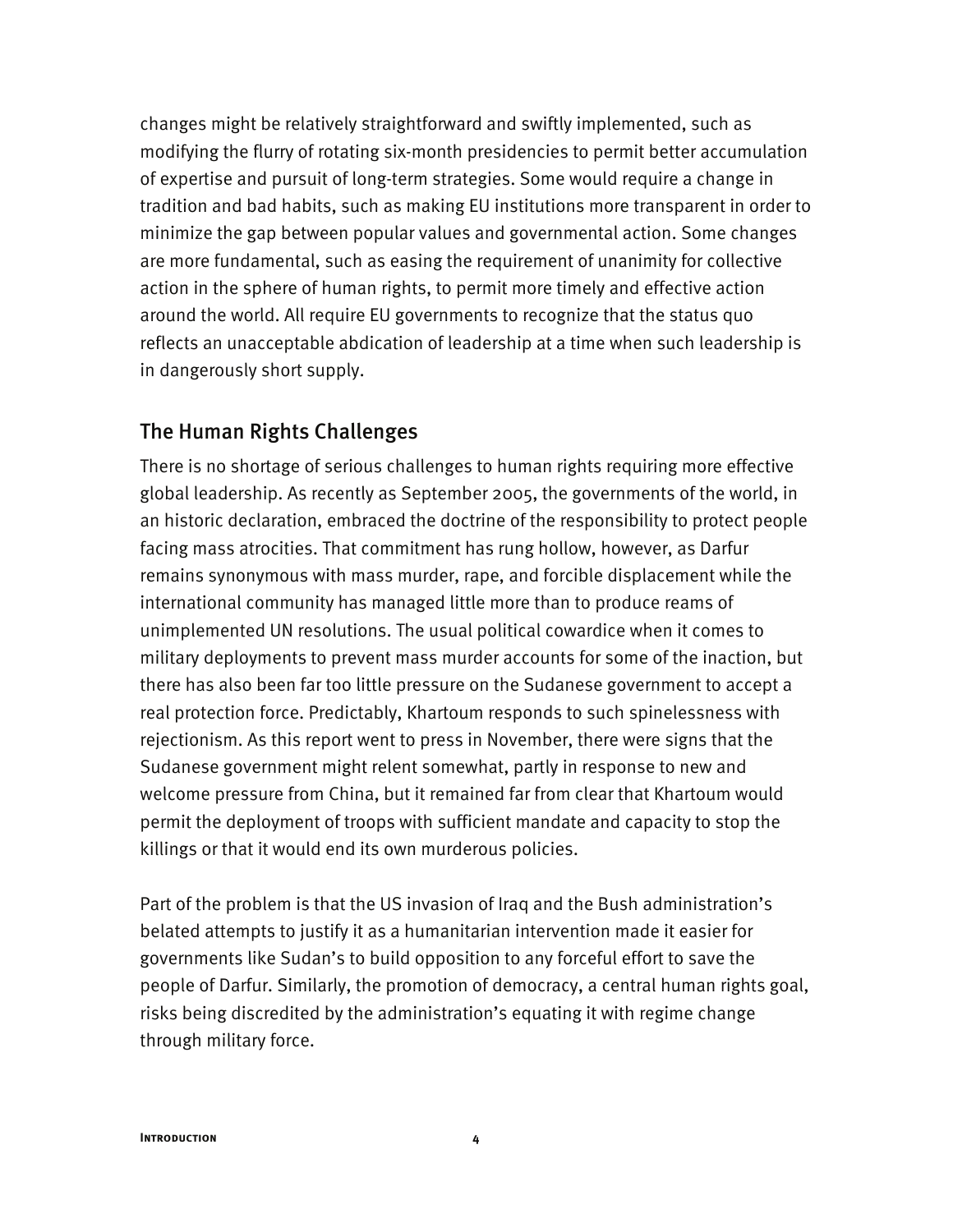changes might be relatively straightforward and swiftly implemented, such as modifying the flurry of rotating six-month presidencies to permit better accumulation of expertise and pursuit of long-term strategies. Some would require a change in tradition and bad habits, such as making EU institutions more transparent in order to minimize the gap between popular values and governmental action. Some changes are more fundamental, such as easing the requirement of unanimity for collective action in the sphere of human rights, to permit more timely and effective action around the world. All require EU governments to recognize that the status quo reflects an unacceptable abdication of leadership at a time when such leadership is in dangerously short supply.

## The Human Rights Challenges

There is no shortage of serious challenges to human rights requiring more effective global leadership. As recently as September 2005, the governments of the world, in an historic declaration, embraced the doctrine of the responsibility to protect people facing mass atrocities. That commitment has rung hollow, however, as Darfur remains synonymous with mass murder, rape, and forcible displacement while the international community has managed little more than to produce reams of unimplemented UN resolutions. The usual political cowardice when it comes to military deployments to prevent mass murder accounts for some of the inaction, but there has also been far too little pressure on the Sudanese government to accept a real protection force. Predictably, Khartoum responds to such spinelessness with rejectionism. As this report went to press in November, there were signs that the Sudanese government might relent somewhat, partly in response to new and welcome pressure from China, but it remained far from clear that Khartoum would permit the deployment of troops with sufficient mandate and capacity to stop the killings or that it would end its own murderous policies.

Part of the problem is that the US invasion of Iraq and the Bush administration's belated attempts to justify it as a humanitarian intervention made it easier for governments like Sudan's to build opposition to any forceful effort to save the people of Darfur. Similarly, the promotion of democracy, a central human rights goal, risks being discredited by the administration's equating it with regime change through military force.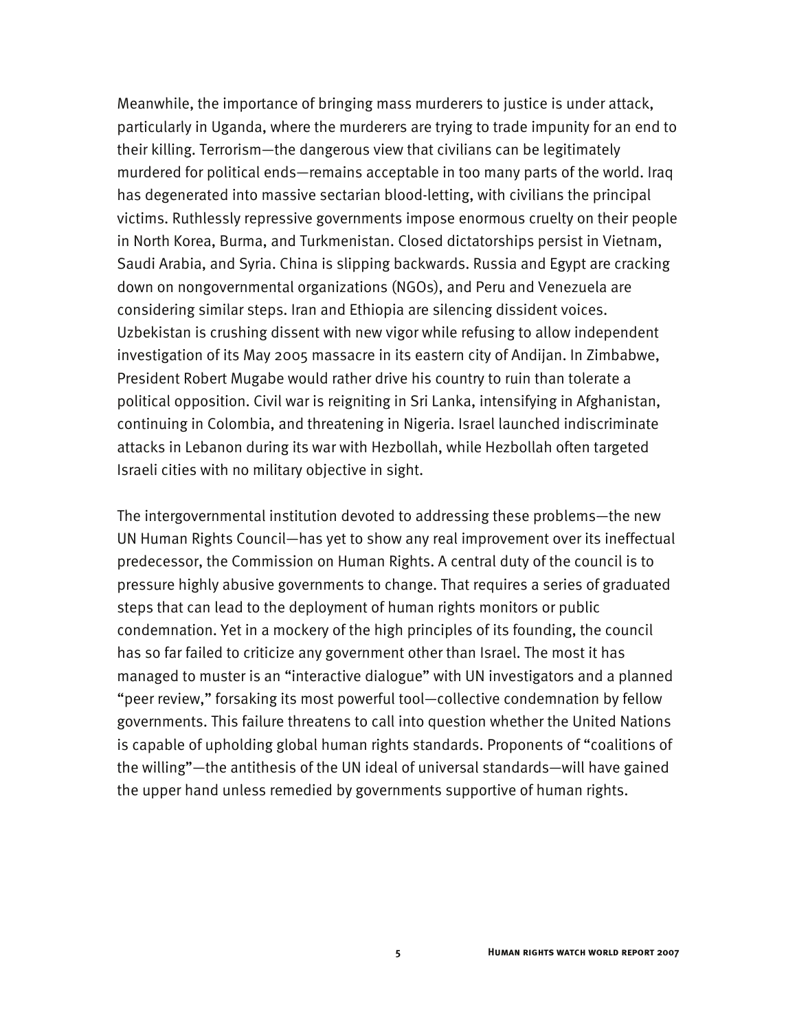Meanwhile, the importance of bringing mass murderers to justice is under attack, particularly in Uganda, where the murderers are trying to trade impunity for an end to their killing. Terrorism—the dangerous view that civilians can be legitimately murdered for political ends—remains acceptable in too many parts of the world. Iraq has degenerated into massive sectarian blood-letting, with civilians the principal victims. Ruthlessly repressive governments impose enormous cruelty on their people in North Korea, Burma, and Turkmenistan. Closed dictatorships persist in Vietnam, Saudi Arabia, and Syria. China is slipping backwards. Russia and Egypt are cracking down on nongovernmental organizations (NGOs), and Peru and Venezuela are considering similar steps. Iran and Ethiopia are silencing dissident voices. Uzbekistan is crushing dissent with new vigor while refusing to allow independent investigation of its May 2005 massacre in its eastern city of Andijan. In Zimbabwe, President Robert Mugabe would rather drive his country to ruin than tolerate a political opposition. Civil war is reigniting in Sri Lanka, intensifying in Afghanistan, continuing in Colombia, and threatening in Nigeria. Israel launched indiscriminate attacks in Lebanon during its war with Hezbollah, while Hezbollah often targeted Israeli cities with no military objective in sight.

The intergovernmental institution devoted to addressing these problems—the new UN Human Rights Council—has yet to show any real improvement over its ineffectual predecessor, the Commission on Human Rights. A central duty of the council is to pressure highly abusive governments to change. That requires a series of graduated steps that can lead to the deployment of human rights monitors or public condemnation. Yet in a mockery of the high principles of its founding, the council has so far failed to criticize any government other than Israel. The most it has managed to muster is an "interactive dialogue" with UN investigators and a planned "peer review," forsaking its most powerful tool—collective condemnation by fellow governments. This failure threatens to call into question whether the United Nations is capable of upholding global human rights standards. Proponents of "coalitions of the willing"—the antithesis of the UN ideal of universal standards—will have gained the upper hand unless remedied by governments supportive of human rights.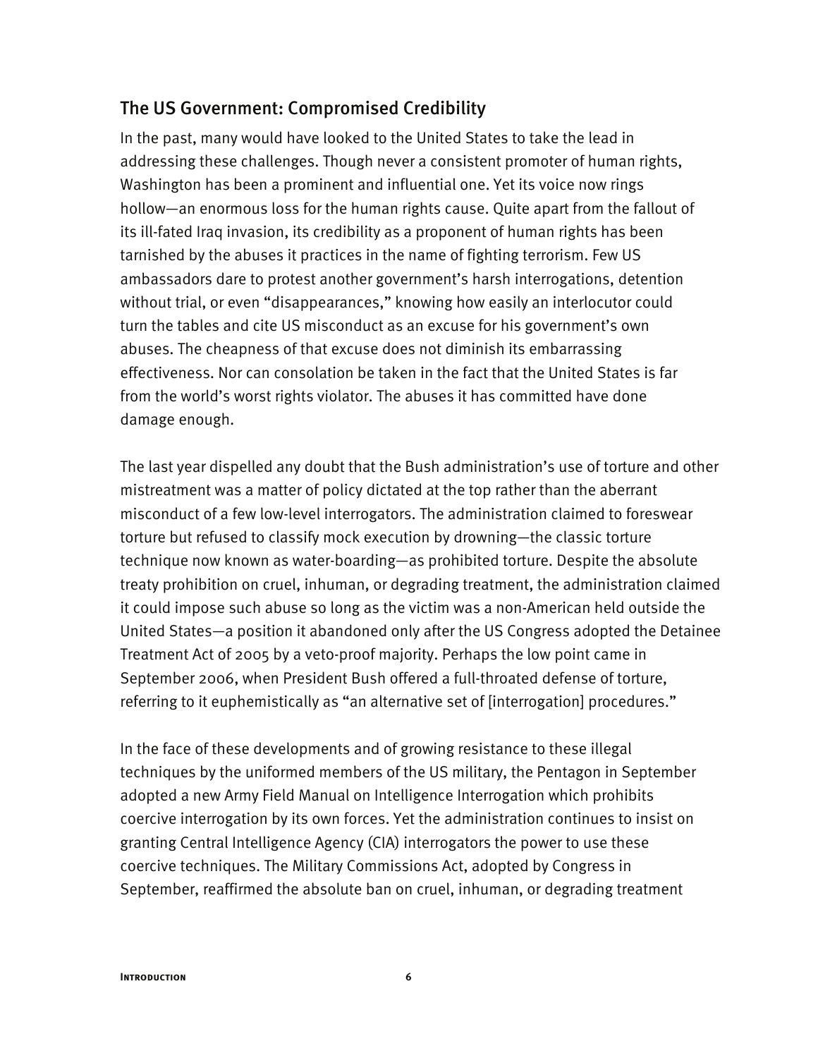## The US Government: Compromised Credibility

In the past, many would have looked to the United States to take the lead in addressing these challenges. Though never a consistent promoter of human rights, Washington has been a prominent and influential one. Yet its voice now rings hollow—an enormous loss for the human rights cause. Quite apart from the fallout of its ill-fated Iraq invasion, its credibility as a proponent of human rights has been tarnished by the abuses it practices in the name of fighting terrorism. Few US ambassadors dare to protest another government's harsh interrogations, detention without trial, or even "disappearances," knowing how easily an interlocutor could turn the tables and cite US misconduct as an excuse for his government's own abuses. The cheapness of that excuse does not diminish its embarrassing effectiveness. Nor can consolation be taken in the fact that the United States is far from the world's worst rights violator. The abuses it has committed have done damage enough.

The last year dispelled any doubt that the Bush administration's use of torture and other mistreatment was a matter of policy dictated at the top rather than the aberrant misconduct of a few low-level interrogators. The administration claimed to foreswear torture but refused to classify mock execution by drowning—the classic torture technique now known as water-boarding—as prohibited torture. Despite the absolute treaty prohibition on cruel, inhuman, or degrading treatment, the administration claimed it could impose such abuse so long as the victim was a non-American held outside the United States—a position it abandoned only after the US Congress adopted the Detainee Treatment Act of 2005 by a veto-proof majority. Perhaps the low point came in September 2006, when President Bush offered a full-throated defense of torture, referring to it euphemistically as "an alternative set of [interrogation] procedures."

In the face of these developments and of growing resistance to these illegal techniques by the uniformed members of the US military, the Pentagon in September adopted a new Army Field Manual on Intelligence Interrogation which prohibits coercive interrogation by its own forces. Yet the administration continues to insist on granting Central Intelligence Agency (CIA) interrogators the power to use these coercive techniques. The Military Commissions Act, adopted by Congress in September, reaffirmed the absolute ban on cruel, inhuman, or degrading treatment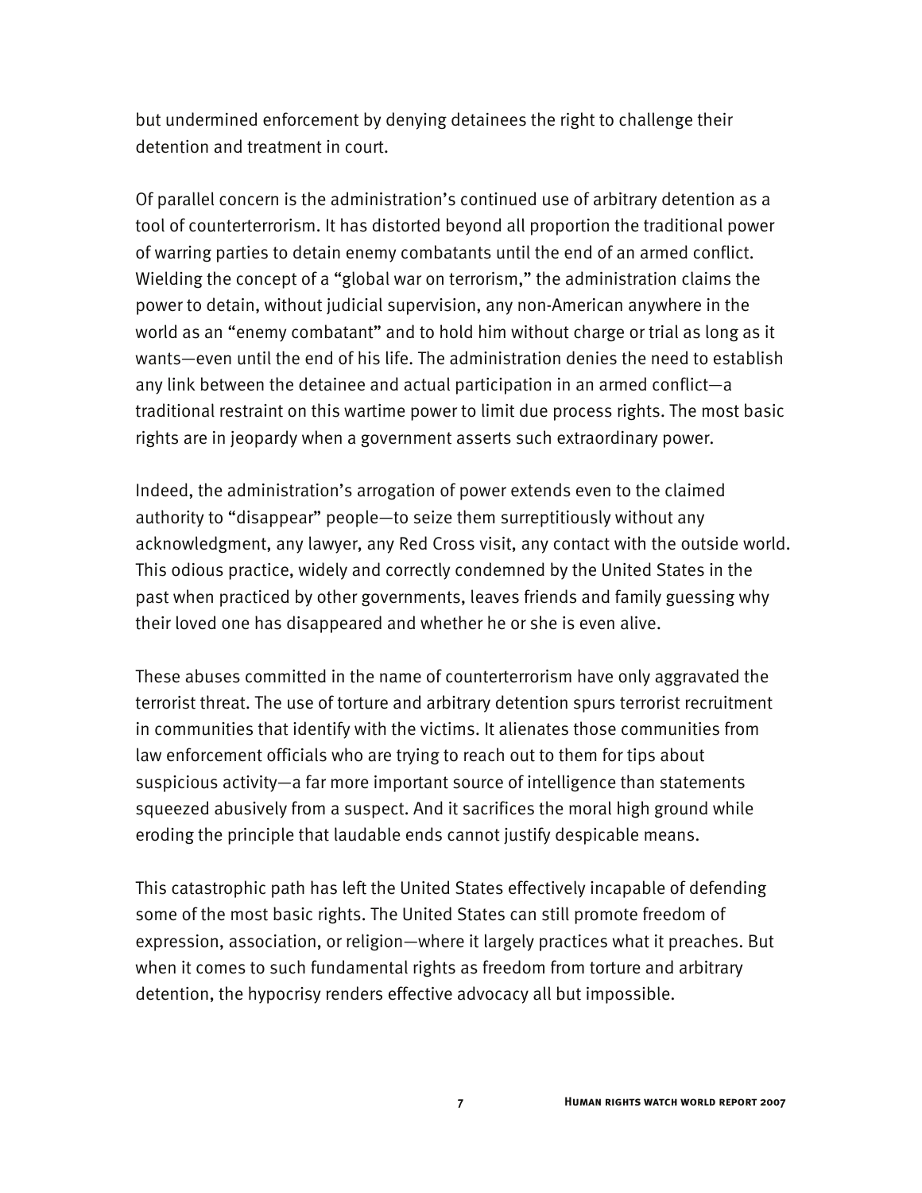but undermined enforcement by denying detainees the right to challenge their detention and treatment in court.

Of parallel concern is the administration's continued use of arbitrary detention as a tool of counterterrorism. It has distorted beyond all proportion the traditional power of warring parties to detain enemy combatants until the end of an armed conflict. Wielding the concept of a "global war on terrorism," the administration claims the power to detain, without judicial supervision, any non-American anywhere in the world as an "enemy combatant" and to hold him without charge or trial as long as it wants—even until the end of his life. The administration denies the need to establish any link between the detainee and actual participation in an armed conflict—a traditional restraint on this wartime power to limit due process rights. The most basic rights are in jeopardy when a government asserts such extraordinary power.

Indeed, the administration's arrogation of power extends even to the claimed authority to "disappear" people—to seize them surreptitiously without any acknowledgment, any lawyer, any Red Cross visit, any contact with the outside world. This odious practice, widely and correctly condemned by the United States in the past when practiced by other governments, leaves friends and family guessing why their loved one has disappeared and whether he or she is even alive.

These abuses committed in the name of counterterrorism have only aggravated the terrorist threat. The use of torture and arbitrary detention spurs terrorist recruitment in communities that identify with the victims. It alienates those communities from law enforcement officials who are trying to reach out to them for tips about suspicious activity—a far more important source of intelligence than statements squeezed abusively from a suspect. And it sacrifices the moral high ground while eroding the principle that laudable ends cannot justify despicable means.

This catastrophic path has left the United States effectively incapable of defending some of the most basic rights. The United States can still promote freedom of expression, association, or religion—where it largely practices what it preaches. But when it comes to such fundamental rights as freedom from torture and arbitrary detention, the hypocrisy renders effective advocacy all but impossible.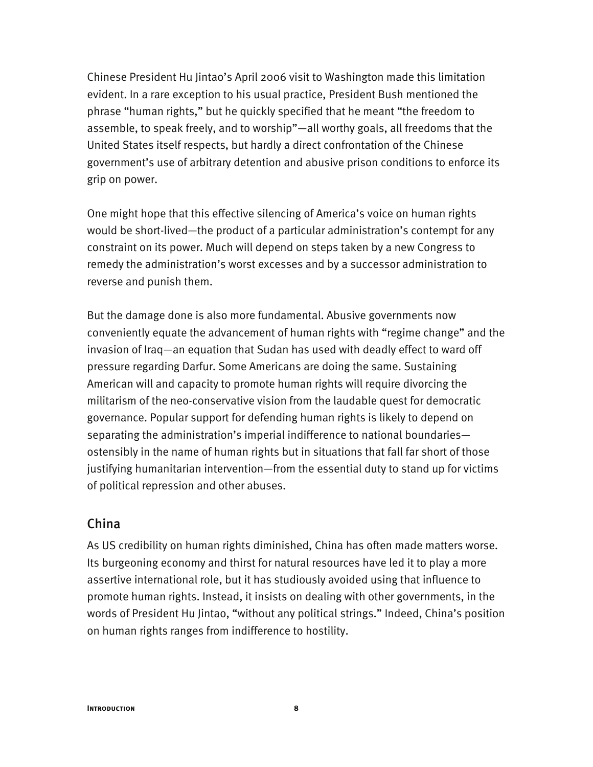Chinese President Hu Jintao's April 2006 visit to Washington made this limitation evident. In a rare exception to his usual practice, President Bush mentioned the phrase "human rights," but he quickly specified that he meant "the freedom to assemble, to speak freely, and to worship"—all worthy goals, all freedoms that the United States itself respects, but hardly a direct confrontation of the Chinese government's use of arbitrary detention and abusive prison conditions to enforce its grip on power.

One might hope that this effective silencing of America's voice on human rights would be short-lived—the product of a particular administration's contempt for any constraint on its power. Much will depend on steps taken by a new Congress to remedy the administration's worst excesses and by a successor administration to reverse and punish them.

But the damage done is also more fundamental. Abusive governments now conveniently equate the advancement of human rights with "regime change" and the invasion of Iraq—an equation that Sudan has used with deadly effect to ward off pressure regarding Darfur. Some Americans are doing the same. Sustaining American will and capacity to promote human rights will require divorcing the militarism of the neo-conservative vision from the laudable quest for democratic governance. Popular support for defending human rights is likely to depend on separating the administration's imperial indifference to national boundaries—ostensibly in the name of human rights but in situations that fall far short of those justifying humanitarian intervention—from the essential duty to stand up for victims of political repression and other abuses.

## China

As US credibility on human rights diminished, China has often made matters worse. Its burgeoning economy and thirst for natural resources have led it to play a more assertive international role, but it has studiously avoided using that influence to promote human rights. Instead, it insists on dealing with other governments, in the words of President Hu Jintao, "without any political strings." Indeed, China's position on human rights ranges from indifference to hostility.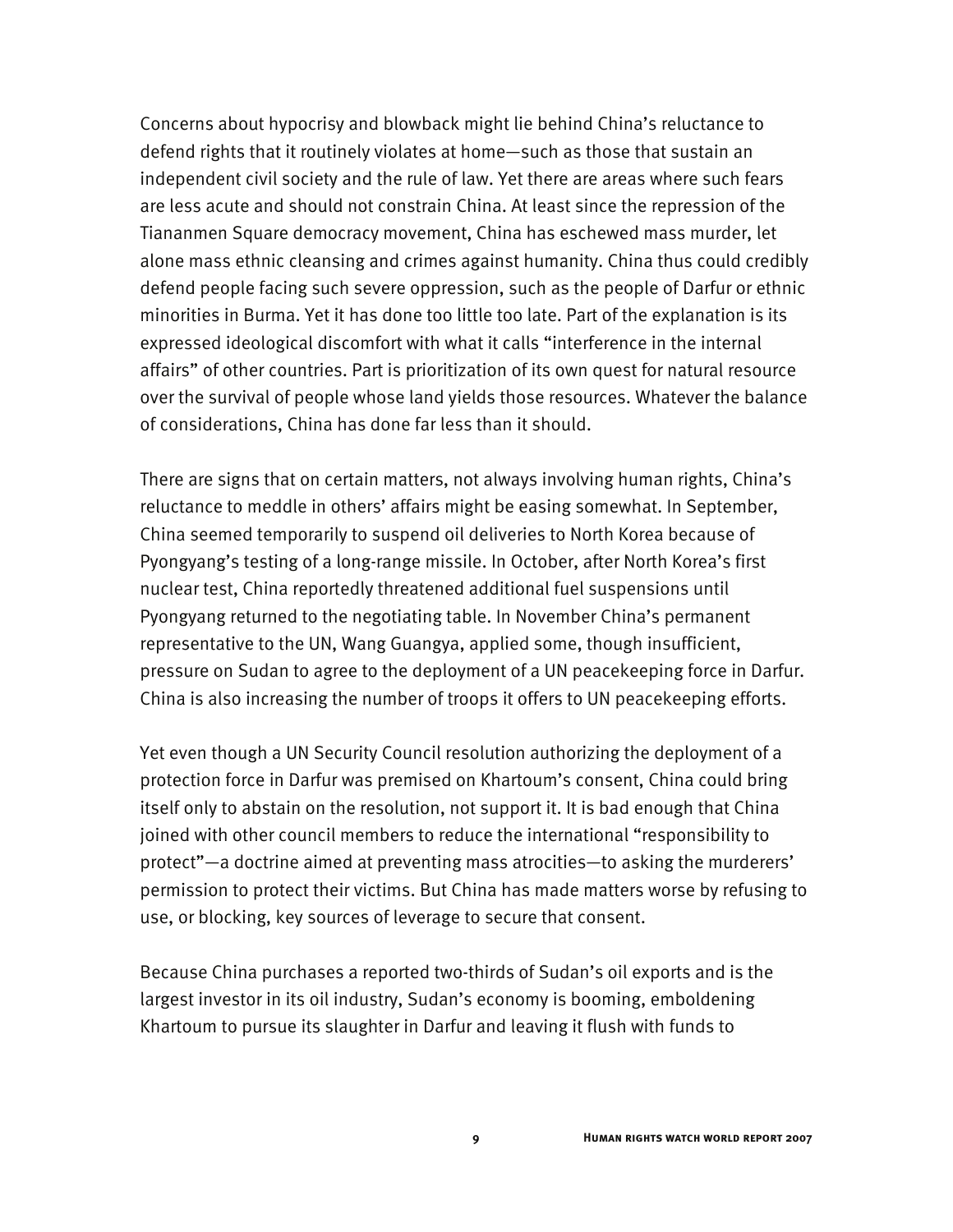Concerns about hypocrisy and blowback might lie behind China's reluctance to defend rights that it routinely violates at home—such as those that sustain an independent civil society and the rule of law. Yet there are areas where such fears are less acute and should not constrain China. At least since the repression of the Tiananmen Square democracy movement, China has eschewed mass murder, let alone mass ethnic cleansing and crimes against humanity. China thus could credibly defend people facing such severe oppression, such as the people of Darfur or ethnic minorities in Burma. Yet it has done too little too late. Part of the explanation is its expressed ideological discomfort with what it calls "interference in the internal affairs" of other countries. Part is prioritization of its own quest for natural resource over the survival of people whose land yields those resources. Whatever the balance of considerations, China has done far less than it should.

There are signs that on certain matters, not always involving human rights, China's reluctance to meddle in others' affairs might be easing somewhat. In September, China seemed temporarily to suspend oil deliveries to North Korea because of Pyongyang's testing of a long-range missile. In October, after North Korea's first nuclear test, China reportedly threatened additional fuel suspensions until Pyongyang returned to the negotiating table. In November China's permanent representative to the UN, Wang Guangya, applied some, though insufficient, pressure on Sudan to agree to the deployment of a UN peacekeeping force in Darfur. China is also increasing the number of troops it offers to UN peacekeeping efforts.

Yet even though a UN Security Council resolution authorizing the deployment of a protection force in Darfur was premised on Khartoum's consent, China could bring itself only to abstain on the resolution, not support it. It is bad enough that China joined with other council members to reduce the international "responsibility to protect"—a doctrine aimed at preventing mass atrocities—to asking the murderers' permission to protect their victims. But China has made matters worse by refusing to use, or blocking, key sources of leverage to secure that consent.

Because China purchases a reported two-thirds of Sudan's oil exports and is the largest investor in its oil industry, Sudan's economy is booming, emboldening Khartoum to pursue its slaughter in Darfur and leaving it flush with funds to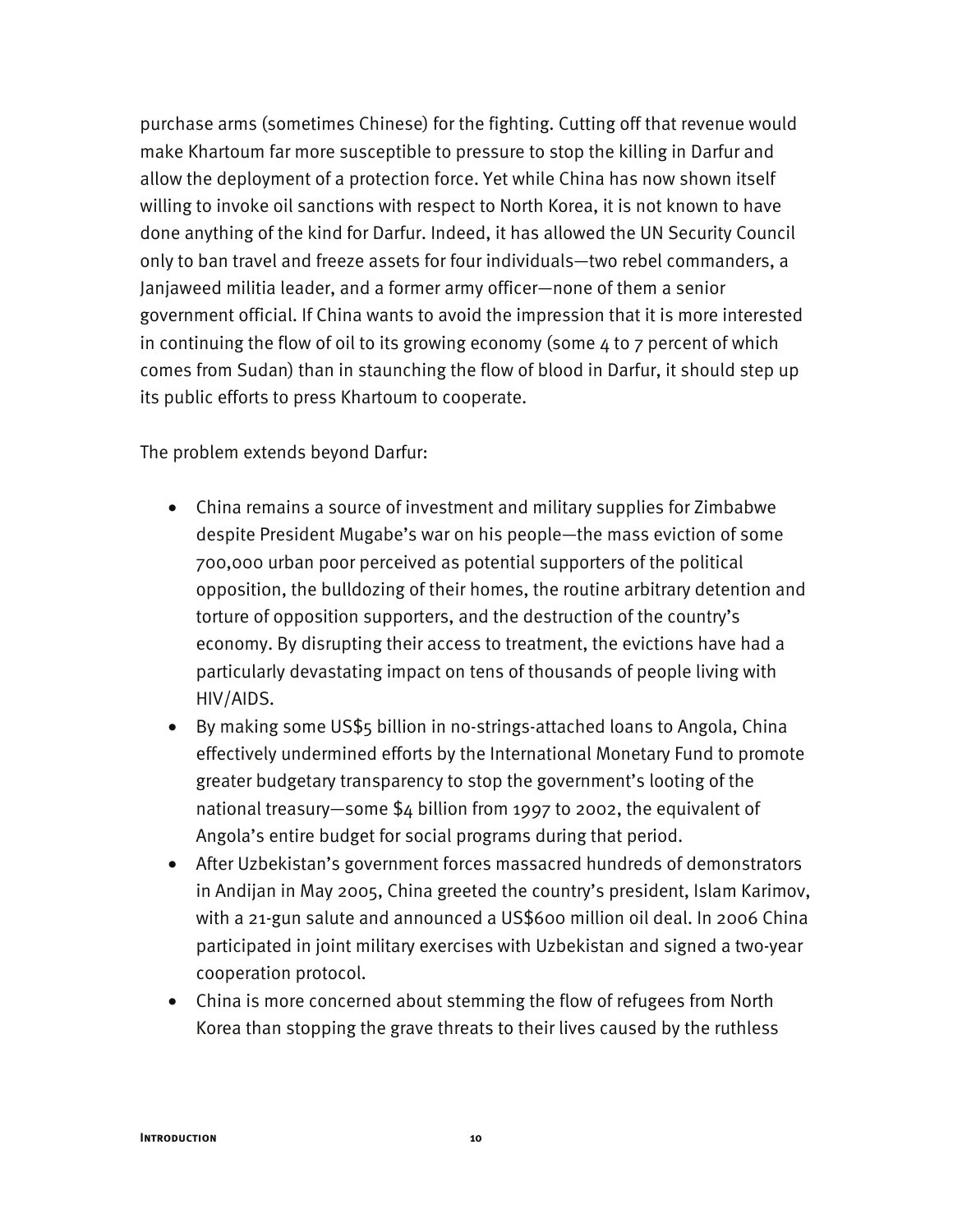purchase arms (sometimes Chinese) for the fighting. Cutting off that revenue would make Khartoum far more susceptible to pressure to stop the killing in Darfur and allow the deployment of a protection force. Yet while China has now shown itself willing to invoke oil sanctions with respect to North Korea, it is not known to have done anything of the kind for Darfur. Indeed, it has allowed the UN Security Council only to ban travel and freeze assets for four individuals—two rebel commanders, a Janjaweed militia leader, and a former army officer—none of them a senior government official. If China wants to avoid the impression that it is more interested in continuing the flow of oil to its growing economy (some 4 to 7 percent of which comes from Sudan) than in staunching the flow of blood in Darfur, it should step up its public efforts to press Khartoum to cooperate.

The problem extends beyond Darfur:

- China remains a source of investment and military supplies for Zimbabwe despite President Mugabe's war on his people—the mass eviction of some 700,000 urban poor perceived as potential supporters of the political opposition, the bulldozing of their homes, the routine arbitrary detention and torture of opposition supporters, and the destruction of the country's economy. By disrupting their access to treatment, the evictions have had a particularly devastating impact on tens of thousands of people living with HIV/AIDS.
- By making some US$5 billion in no-strings-attached loans to Angola, China effectively undermined efforts by the International Monetary Fund to promote greater budgetary transparency to stop the government's looting of the national treasury—some $4 billion from 1997 to 2002, the equivalent of Angola's entire budget for social programs during that period.
- After Uzbekistan's government forces massacred hundreds of demonstrators in Andijan in May 2005, China greeted the country's president, Islam Karimov, with a 21-gun salute and announced a US$600 million oil deal. In 2006 China participated in joint military exercises with Uzbekistan and signed a two-year cooperation protocol.
- China is more concerned about stemming the flow of refugees from North Korea than stopping the grave threats to their lives caused by the ruthless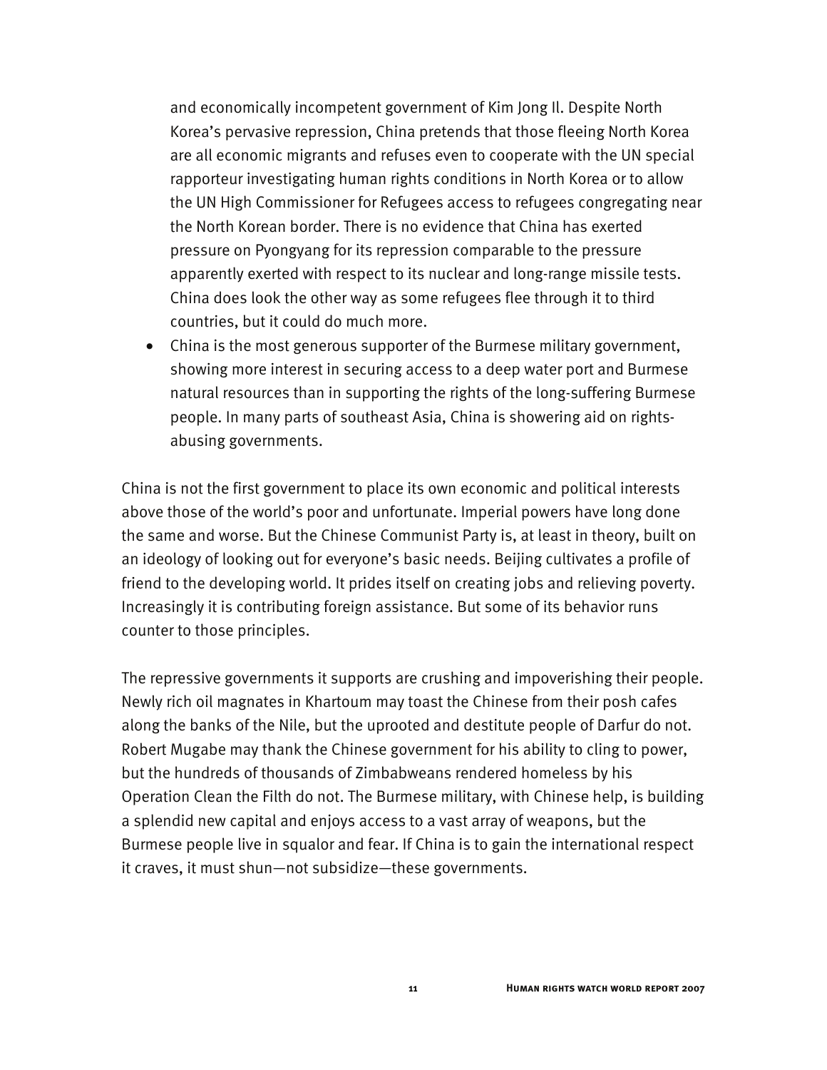and economically incompetent government of Kim Jong Il. Despite North Korea's pervasive repression, China pretends that those fleeing North Korea are all economic migrants and refuses even to cooperate with the UN special rapporteur investigating human rights conditions in North Korea or to allow the UN High Commissioner for Refugees access to refugees congregating near the North Korean border. There is no evidence that China has exerted pressure on Pyongyang for its repression comparable to the pressure apparently exerted with respect to its nuclear and long-range missile tests. China does look the other way as some refugees flee through it to third countries, but it could do much more.

- China is the most generous supporter of the Burmese military government, showing more interest in securing access to a deep water port and Burmese natural resources than in supporting the rights of the long-suffering Burmese people. In many parts of southeast Asia, China is showering aid on rights-abusing governments.

China is not the first government to place its own economic and political interests above those of the world's poor and unfortunate. Imperial powers have long done the same and worse. But the Chinese Communist Party is, at least in theory, built on an ideology of looking out for everyone's basic needs. Beijing cultivates a profile of friend to the developing world. It prides itself on creating jobs and relieving poverty. Increasingly it is contributing foreign assistance. But some of its behavior runs counter to those principles.

The repressive governments it supports are crushing and impoverishing their people. Newly rich oil magnates in Khartoum may toast the Chinese from their posh cafes along the banks of the Nile, but the uprooted and destitute people of Darfur do not. Robert Mugabe may thank the Chinese government for his ability to cling to power, but the hundreds of thousands of Zimbabweans rendered homeless by his Operation Clean the Filth do not. The Burmese military, with Chinese help, is building a splendid new capital and enjoys access to a vast array of weapons, but the Burmese people live in squalor and fear. If China is to gain the international respect it craves, it must shun—not subsidize—these governments.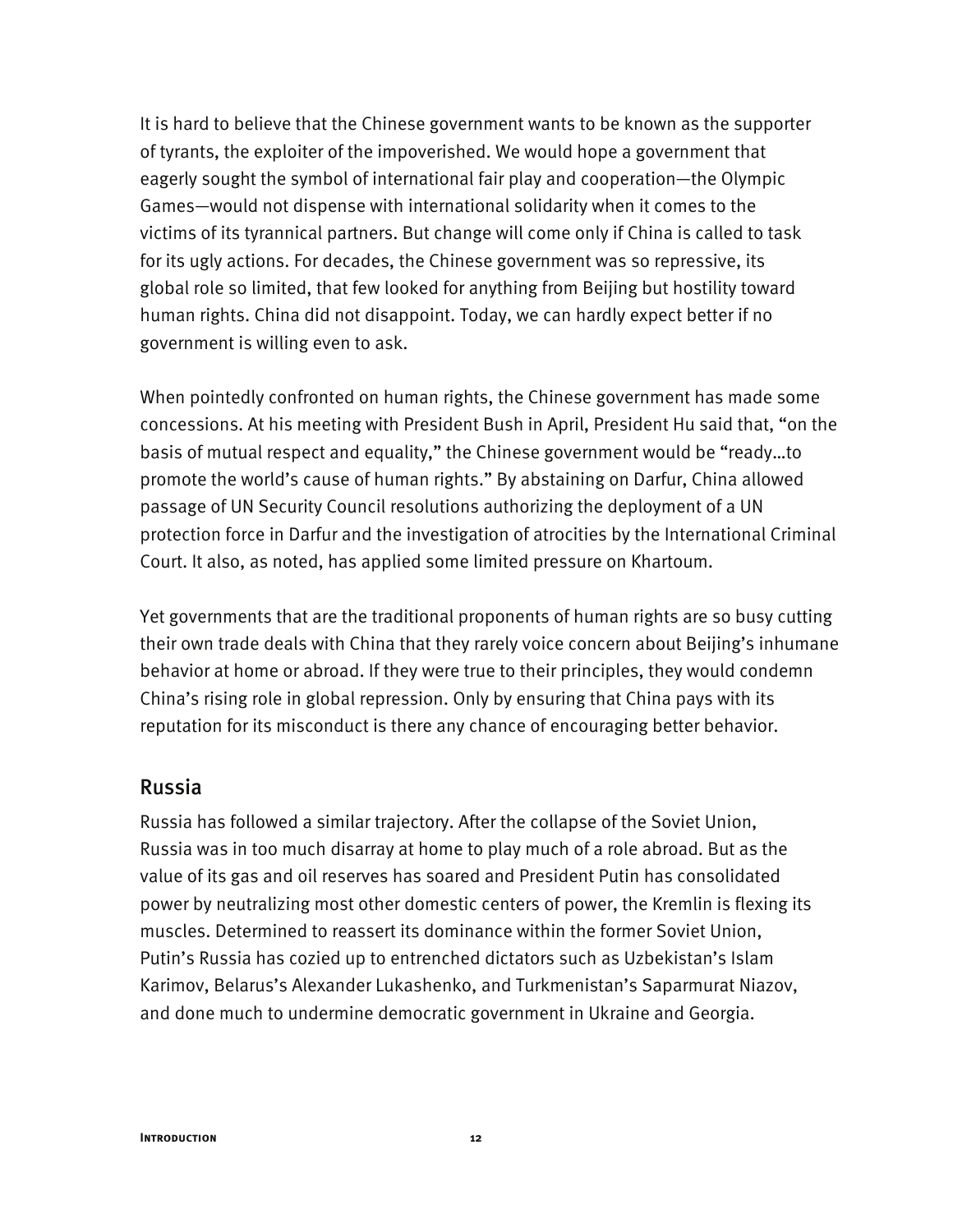It is hard to believe that the Chinese government wants to be known as the supporter of tyrants, the exploiter of the impoverished. We would hope a government that eagerly sought the symbol of international fair play and cooperation—the Olympic Games—would not dispense with international solidarity when it comes to the victims of its tyrannical partners. But change will come only if China is called to task for its ugly actions. For decades, the Chinese government was so repressive, its global role so limited, that few looked for anything from Beijing but hostility toward human rights. China did not disappoint. Today, we can hardly expect better if no government is willing even to ask.

When pointedly confronted on human rights, the Chinese government has made some concessions. At his meeting with President Bush in April, President Hu said that, "on the basis of mutual respect and equality," the Chinese government would be "ready…to promote the world's cause of human rights." By abstaining on Darfur, China allowed passage of UN Security Council resolutions authorizing the deployment of a UN protection force in Darfur and the investigation of atrocities by the International Criminal Court. It also, as noted, has applied some limited pressure on Khartoum.

Yet governments that are the traditional proponents of human rights are so busy cutting their own trade deals with China that they rarely voice concern about Beijing's inhumane behavior at home or abroad. If they were true to their principles, they would condemn China's rising role in global repression. Only by ensuring that China pays with its reputation for its misconduct is there any chance of encouraging better behavior.

## Russia

Russia has followed a similar trajectory. After the collapse of the Soviet Union, Russia was in too much disarray at home to play much of a role abroad. But as the value of its gas and oil reserves has soared and President Putin has consolidated power by neutralizing most other domestic centers of power, the Kremlin is flexing its muscles. Determined to reassert its dominance within the former Soviet Union, Putin's Russia has cozied up to entrenched dictators such as Uzbekistan's Islam Karimov, Belarus's Alexander Lukashenko, and Turkmenistan's Saparmurat Niazov, and done much to undermine democratic government in Ukraine and Georgia.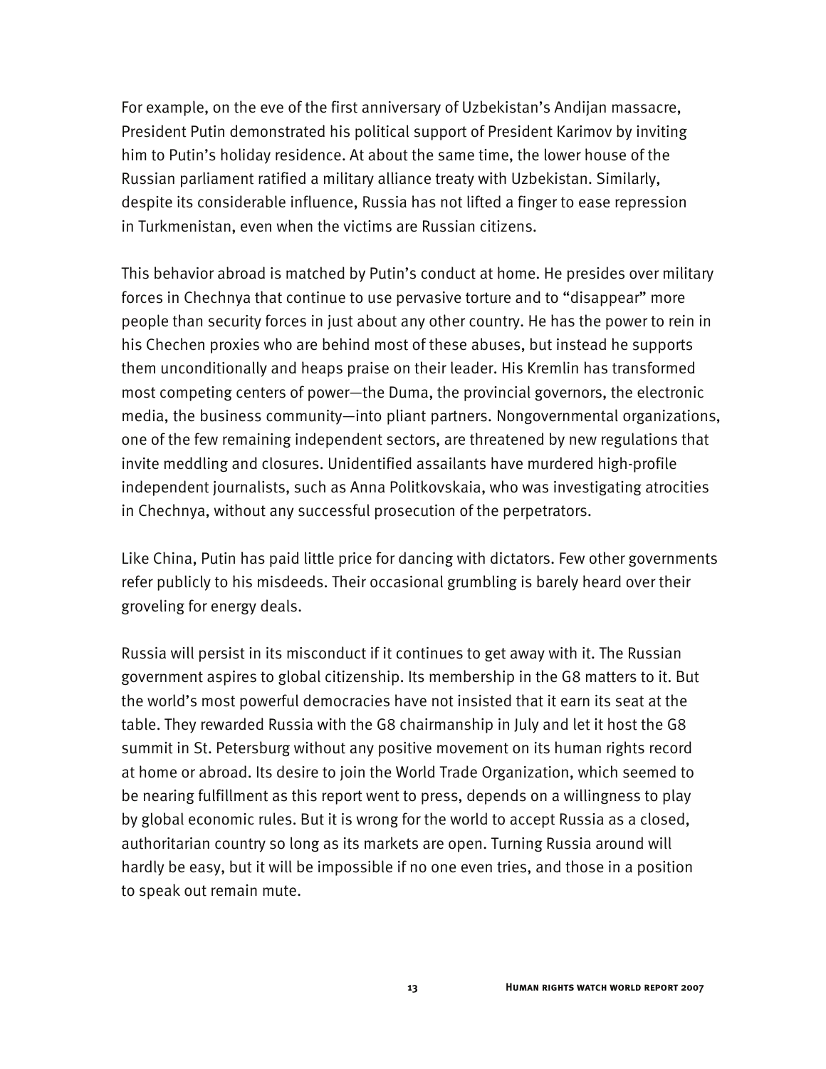For example, on the eve of the first anniversary of Uzbekistan's Andijan massacre, President Putin demonstrated his political support of President Karimov by inviting him to Putin's holiday residence. At about the same time, the lower house of the Russian parliament ratified a military alliance treaty with Uzbekistan. Similarly, despite its considerable influence, Russia has not lifted a finger to ease repression in Turkmenistan, even when the victims are Russian citizens.

This behavior abroad is matched by Putin's conduct at home. He presides over military forces in Chechnya that continue to use pervasive torture and to "disappear" more people than security forces in just about any other country. He has the power to rein in his Chechen proxies who are behind most of these abuses, but instead he supports them unconditionally and heaps praise on their leader. His Kremlin has transformed most competing centers of power—the Duma, the provincial governors, the electronic media, the business community—into pliant partners. Nongovernmental organizations, one of the few remaining independent sectors, are threatened by new regulations that invite meddling and closures. Unidentified assailants have murdered high-profile independent journalists, such as Anna Politkovskaia, who was investigating atrocities in Chechnya, without any successful prosecution of the perpetrators.

Like China, Putin has paid little price for dancing with dictators. Few other governments refer publicly to his misdeeds. Their occasional grumbling is barely heard over their groveling for energy deals.

Russia will persist in its misconduct if it continues to get away with it. The Russian government aspires to global citizenship. Its membership in the G8 matters to it. But the world's most powerful democracies have not insisted that it earn its seat at the table. They rewarded Russia with the G8 chairmanship in July and let it host the G8 summit in St. Petersburg without any positive movement on its human rights record at home or abroad. Its desire to join the World Trade Organization, which seemed to be nearing fulfillment as this report went to press, depends on a willingness to play by global economic rules. But it is wrong for the world to accept Russia as a closed, authoritarian country so long as its markets are open. Turning Russia around will hardly be easy, but it will be impossible if no one even tries, and those in a position to speak out remain mute.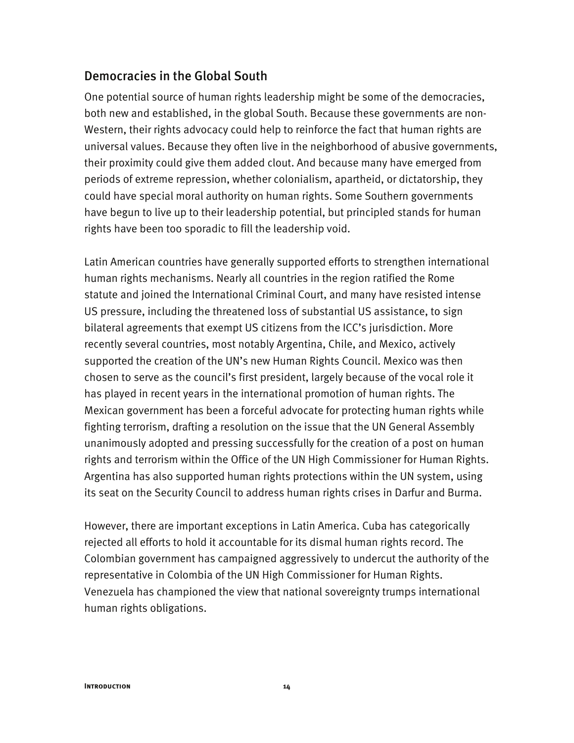## Democracies in the Global South

One potential source of human rights leadership might be some of the democracies, both new and established, in the global South. Because these governments are non-Western, their rights advocacy could help to reinforce the fact that human rights are universal values. Because they often live in the neighborhood of abusive governments, their proximity could give them added clout. And because many have emerged from periods of extreme repression, whether colonialism, apartheid, or dictatorship, they could have special moral authority on human rights. Some Southern governments have begun to live up to their leadership potential, but principled stands for human rights have been too sporadic to fill the leadership void.

Latin American countries have generally supported efforts to strengthen international human rights mechanisms. Nearly all countries in the region ratified the Rome statute and joined the International Criminal Court, and many have resisted intense US pressure, including the threatened loss of substantial US assistance, to sign bilateral agreements that exempt US citizens from the ICC's jurisdiction. More recently several countries, most notably Argentina, Chile, and Mexico, actively supported the creation of the UN's new Human Rights Council. Mexico was then chosen to serve as the council's first president, largely because of the vocal role it has played in recent years in the international promotion of human rights. The Mexican government has been a forceful advocate for protecting human rights while fighting terrorism, drafting a resolution on the issue that the UN General Assembly unanimously adopted and pressing successfully for the creation of a post on human rights and terrorism within the Office of the UN High Commissioner for Human Rights. Argentina has also supported human rights protections within the UN system, using its seat on the Security Council to address human rights crises in Darfur and Burma.

However, there are important exceptions in Latin America. Cuba has categorically rejected all efforts to hold it accountable for its dismal human rights record. The Colombian government has campaigned aggressively to undercut the authority of the representative in Colombia of the UN High Commissioner for Human Rights. Venezuela has championed the view that national sovereignty trumps international human rights obligations.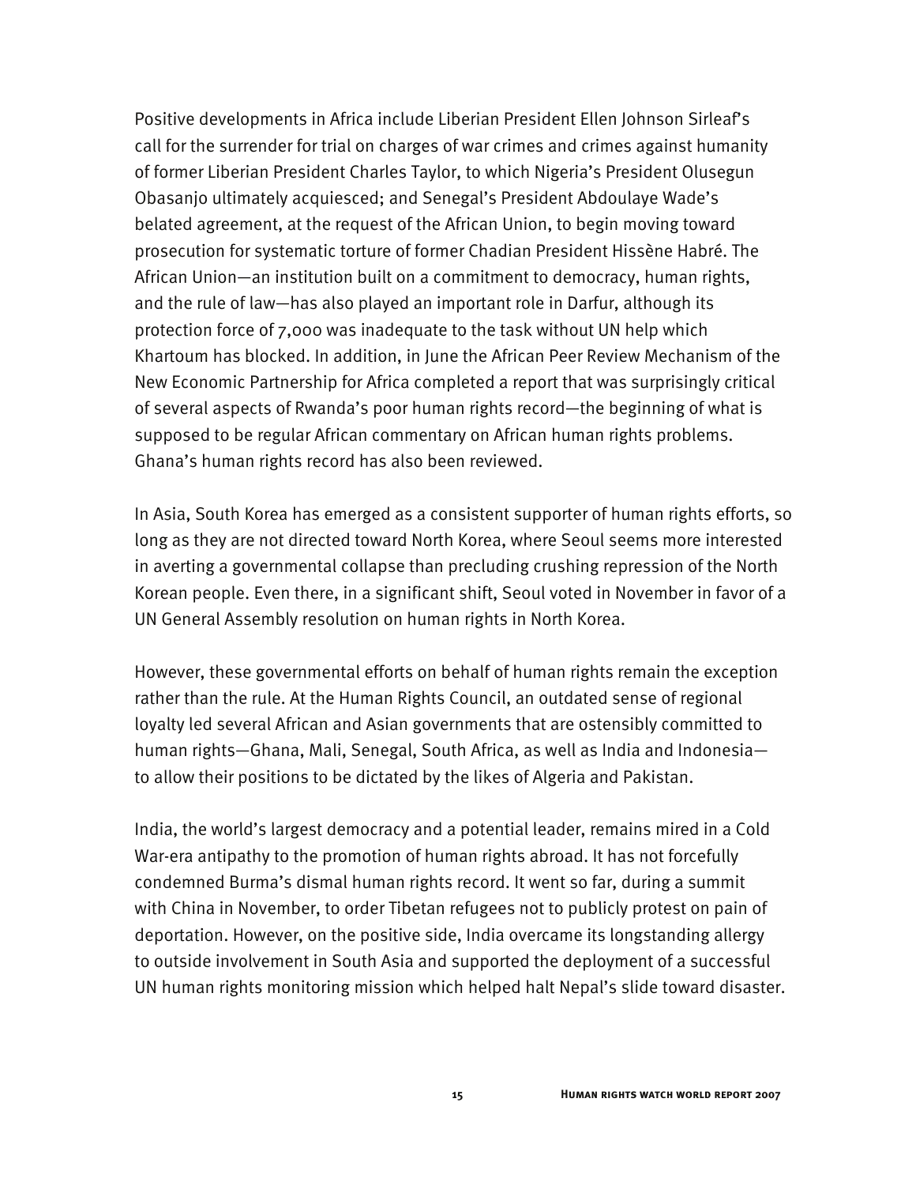Positive developments in Africa include Liberian President Ellen Johnson Sirleaf's call for the surrender for trial on charges of war crimes and crimes against humanity of former Liberian President Charles Taylor, to which Nigeria's President Olusegun Obasanjo ultimately acquiesced; and Senegal's President Abdoulaye Wade's belated agreement, at the request of the African Union, to begin moving toward prosecution for systematic torture of former Chadian President Hissène Habré. The African Union—an institution built on a commitment to democracy, human rights, and the rule of law—has also played an important role in Darfur, although its protection force of 7,000 was inadequate to the task without UN help which Khartoum has blocked. In addition, in June the African Peer Review Mechanism of the New Economic Partnership for Africa completed a report that was surprisingly critical of several aspects of Rwanda's poor human rights record—the beginning of what is supposed to be regular African commentary on African human rights problems. Ghana's human rights record has also been reviewed.

In Asia, South Korea has emerged as a consistent supporter of human rights efforts, so long as they are not directed toward North Korea, where Seoul seems more interested in averting a governmental collapse than precluding crushing repression of the North Korean people. Even there, in a significant shift, Seoul voted in November in favor of a UN General Assembly resolution on human rights in North Korea.

However, these governmental efforts on behalf of human rights remain the exception rather than the rule. At the Human Rights Council, an outdated sense of regional loyalty led several African and Asian governments that are ostensibly committed to human rights—Ghana, Mali, Senegal, South Africa, as well as India and Indonesia—to allow their positions to be dictated by the likes of Algeria and Pakistan.

India, the world's largest democracy and a potential leader, remains mired in a Cold War-era antipathy to the promotion of human rights abroad. It has not forcefully condemned Burma's dismal human rights record. It went so far, during a summit with China in November, to order Tibetan refugees not to publicly protest on pain of deportation. However, on the positive side, India overcame its longstanding allergy to outside involvement in South Asia and supported the deployment of a successful UN human rights monitoring mission which helped halt Nepal's slide toward disaster.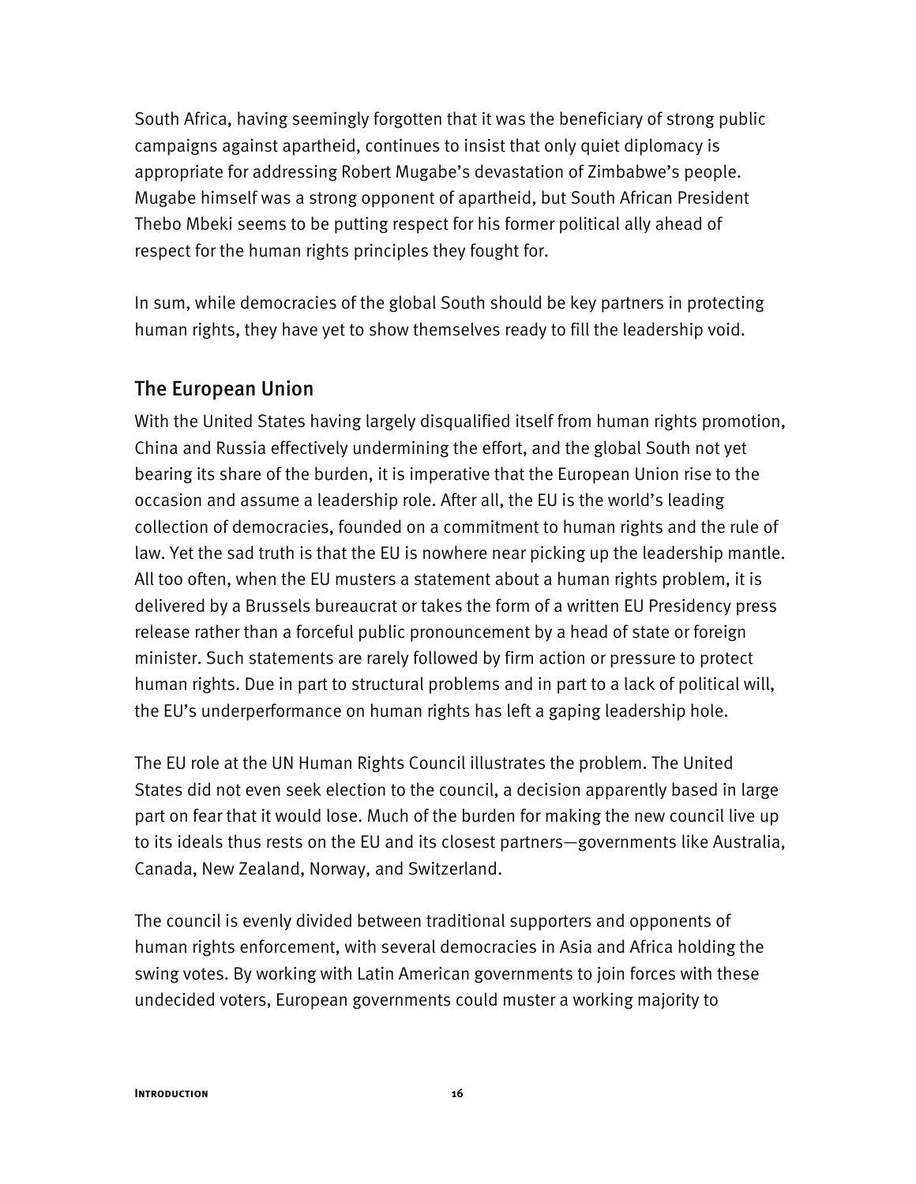South Africa, having seemingly forgotten that it was the beneficiary of strong public campaigns against apartheid, continues to insist that only quiet diplomacy is appropriate for addressing Robert Mugabe's devastation of Zimbabwe's people. Mugabe himself was a strong opponent of apartheid, but South African President Thebo Mbeki seems to be putting respect for his former political ally ahead of respect for the human rights principles they fought for.

In sum, while democracies of the global South should be key partners in protecting human rights, they have yet to show themselves ready to fill the leadership void.

## The European Union

With the United States having largely disqualified itself from human rights promotion, China and Russia effectively undermining the effort, and the global South not yet bearing its share of the burden, it is imperative that the European Union rise to the occasion and assume a leadership role. After all, the EU is the world's leading collection of democracies, founded on a commitment to human rights and the rule of law. Yet the sad truth is that the EU is nowhere near picking up the leadership mantle. All too often, when the EU musters a statement about a human rights problem, it is delivered by a Brussels bureaucrat or takes the form of a written EU Presidency press release rather than a forceful public pronouncement by a head of state or foreign minister. Such statements are rarely followed by firm action or pressure to protect human rights. Due in part to structural problems and in part to a lack of political will, the EU's underperformance on human rights has left a gaping leadership hole.

The EU role at the UN Human Rights Council illustrates the problem. The United States did not even seek election to the council, a decision apparently based in large part on fear that it would lose. Much of the burden for making the new council live up to its ideals thus rests on the EU and its closest partners—governments like Australia, Canada, New Zealand, Norway, and Switzerland.

The council is evenly divided between traditional supporters and opponents of human rights enforcement, with several democracies in Asia and Africa holding the swing votes. By working with Latin American governments to join forces with these undecided voters, European governments could muster a working majority to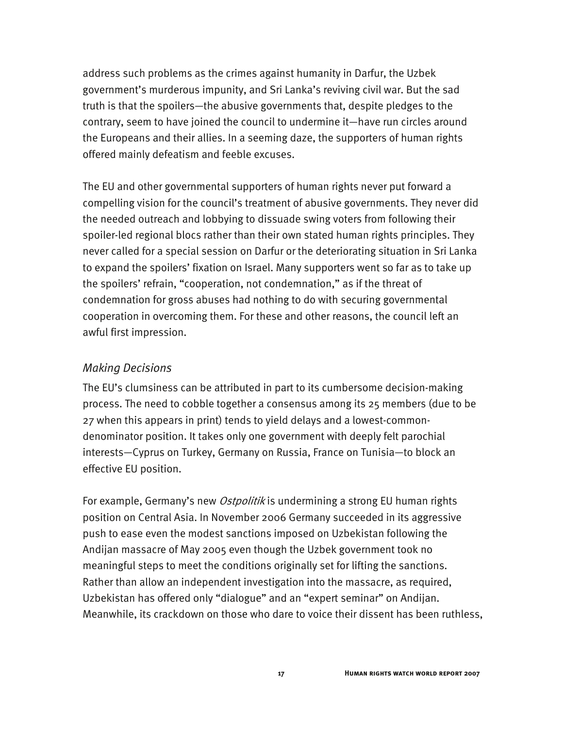address such problems as the crimes against humanity in Darfur, the Uzbek government's murderous impunity, and Sri Lanka's reviving civil war. But the sad truth is that the spoilers—the abusive governments that, despite pledges to the contrary, seem to have joined the council to undermine it—have run circles around the Europeans and their allies. In a seeming daze, the supporters of human rights offered mainly defeatism and feeble excuses.

The EU and other governmental supporters of human rights never put forward a compelling vision for the council's treatment of abusive governments. They never did the needed outreach and lobbying to dissuade swing voters from following their spoiler-led regional blocs rather than their own stated human rights principles. They never called for a special session on Darfur or the deteriorating situation in Sri Lanka to expand the spoilers' fixation on Israel. Many supporters went so far as to take up the spoilers' refrain, "cooperation, not condemnation," as if the threat of condemnation for gross abuses had nothing to do with securing governmental cooperation in overcoming them. For these and other reasons, the council left an awful first impression.

### *Making Decisions*

The EU's clumsiness can be attributed in part to its cumbersome decision-making process. The need to cobble together a consensus among its 25 members (due to be 27 when this appears in print) tends to yield delays and a lowest-common-denominator position. It takes only one government with deeply felt parochial interests—Cyprus on Turkey, Germany on Russia, France on Tunisia—to block an effective EU position.

For example, Germany's new *Ostpolitik* is undermining a strong EU human rights position on Central Asia. In November 2006 Germany succeeded in its aggressive push to ease even the modest sanctions imposed on Uzbekistan following the Andijan massacre of May 2005 even though the Uzbek government took no meaningful steps to meet the conditions originally set for lifting the sanctions. Rather than allow an independent investigation into the massacre, as required, Uzbekistan has offered only "dialogue" and an "expert seminar" on Andijan. Meanwhile, its crackdown on those who dare to voice their dissent has been ruthless,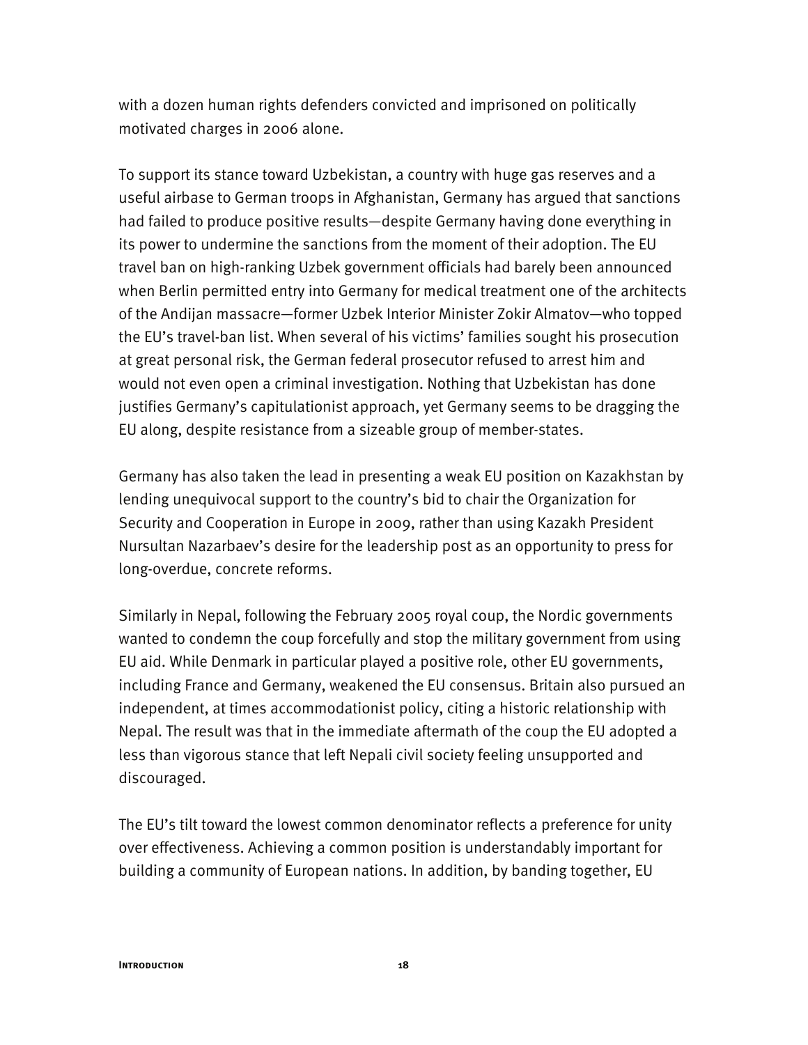with a dozen human rights defenders convicted and imprisoned on politically motivated charges in 2006 alone.

To support its stance toward Uzbekistan, a country with huge gas reserves and a useful airbase to German troops in Afghanistan, Germany has argued that sanctions had failed to produce positive results—despite Germany having done everything in its power to undermine the sanctions from the moment of their adoption. The EU travel ban on high-ranking Uzbek government officials had barely been announced when Berlin permitted entry into Germany for medical treatment one of the architects of the Andijan massacre—former Uzbek Interior Minister Zokir Almatov—who topped the EU's travel-ban list. When several of his victims' families sought his prosecution at great personal risk, the German federal prosecutor refused to arrest him and would not even open a criminal investigation. Nothing that Uzbekistan has done justifies Germany's capitulationist approach, yet Germany seems to be dragging the EU along, despite resistance from a sizeable group of member-states.

Germany has also taken the lead in presenting a weak EU position on Kazakhstan by lending unequivocal support to the country's bid to chair the Organization for Security and Cooperation in Europe in 2009, rather than using Kazakh President Nursultan Nazarbaev's desire for the leadership post as an opportunity to press for long-overdue, concrete reforms.

Similarly in Nepal, following the February 2005 royal coup, the Nordic governments wanted to condemn the coup forcefully and stop the military government from using EU aid. While Denmark in particular played a positive role, other EU governments, including France and Germany, weakened the EU consensus. Britain also pursued an independent, at times accommodationist policy, citing a historic relationship with Nepal. The result was that in the immediate aftermath of the coup the EU adopted a less than vigorous stance that left Nepali civil society feeling unsupported and discouraged.

The EU's tilt toward the lowest common denominator reflects a preference for unity over effectiveness. Achieving a common position is understandably important for building a community of European nations. In addition, by banding together, EU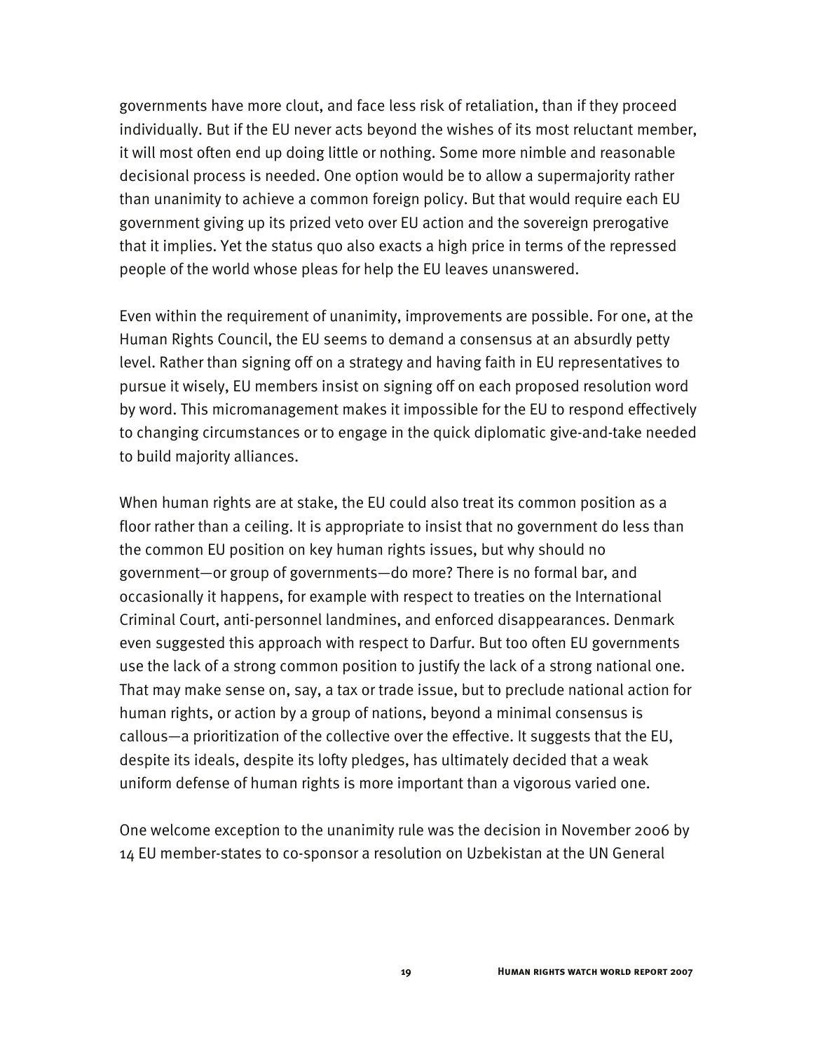governments have more clout, and face less risk of retaliation, than if they proceed individually. But if the EU never acts beyond the wishes of its most reluctant member, it will most often end up doing little or nothing. Some more nimble and reasonable decisional process is needed. One option would be to allow a supermajority rather than unanimity to achieve a common foreign policy. But that would require each EU government giving up its prized veto over EU action and the sovereign prerogative that it implies. Yet the status quo also exacts a high price in terms of the repressed people of the world whose pleas for help the EU leaves unanswered.

Even within the requirement of unanimity, improvements are possible. For one, at the Human Rights Council, the EU seems to demand a consensus at an absurdly petty level. Rather than signing off on a strategy and having faith in EU representatives to pursue it wisely, EU members insist on signing off on each proposed resolution word by word. This micromanagement makes it impossible for the EU to respond effectively to changing circumstances or to engage in the quick diplomatic give-and-take needed to build majority alliances.

When human rights are at stake, the EU could also treat its common position as a floor rather than a ceiling. It is appropriate to insist that no government do less than the common EU position on key human rights issues, but why should no government—or group of governments—do more? There is no formal bar, and occasionally it happens, for example with respect to treaties on the International Criminal Court, anti-personnel landmines, and enforced disappearances. Denmark even suggested this approach with respect to Darfur. But too often EU governments use the lack of a strong common position to justify the lack of a strong national one. That may make sense on, say, a tax or trade issue, but to preclude national action for human rights, or action by a group of nations, beyond a minimal consensus is callous—a prioritization of the collective over the effective. It suggests that the EU, despite its ideals, despite its lofty pledges, has ultimately decided that a weak uniform defense of human rights is more important than a vigorous varied one.

One welcome exception to the unanimity rule was the decision in November 2006 by 14 EU member-states to co-sponsor a resolution on Uzbekistan at the UN General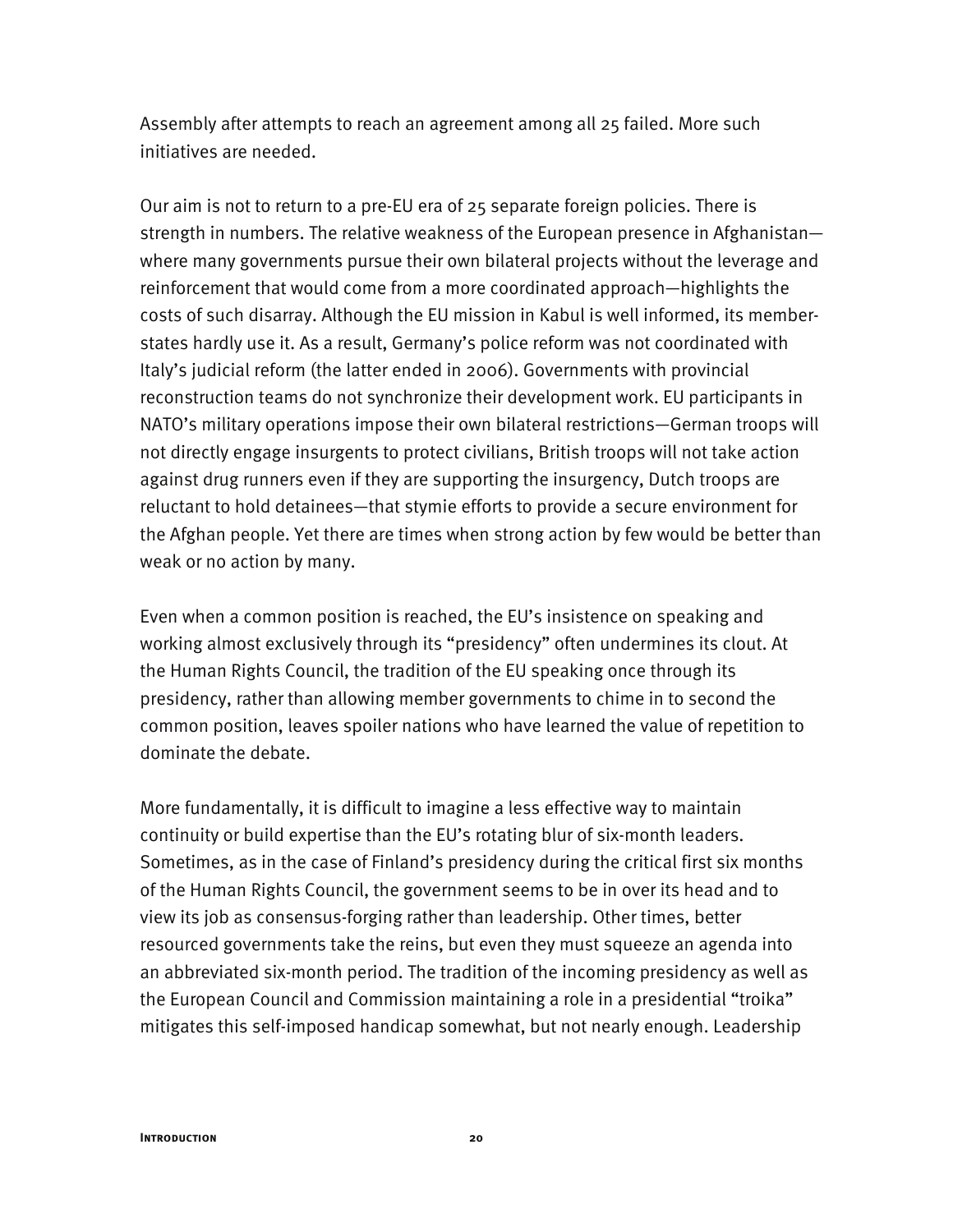Assembly after attempts to reach an agreement among all 25 failed. More such initiatives are needed.

Our aim is not to return to a pre-EU era of 25 separate foreign policies. There is strength in numbers. The relative weakness of the European presence in Afghanistan—where many governments pursue their own bilateral projects without the leverage and reinforcement that would come from a more coordinated approach—highlights the costs of such disarray. Although the EU mission in Kabul is well informed, its member-states hardly use it. As a result, Germany's police reform was not coordinated with Italy's judicial reform (the latter ended in 2006). Governments with provincial reconstruction teams do not synchronize their development work. EU participants in NATO's military operations impose their own bilateral restrictions—German troops will not directly engage insurgents to protect civilians, British troops will not take action against drug runners even if they are supporting the insurgency, Dutch troops are reluctant to hold detainees—that stymie efforts to provide a secure environment for the Afghan people. Yet there are times when strong action by few would be better than weak or no action by many.

Even when a common position is reached, the EU's insistence on speaking and working almost exclusively through its "presidency" often undermines its clout. At the Human Rights Council, the tradition of the EU speaking once through its presidency, rather than allowing member governments to chime in to second the common position, leaves spoiler nations who have learned the value of repetition to dominate the debate.

More fundamentally, it is difficult to imagine a less effective way to maintain continuity or build expertise than the EU's rotating blur of six-month leaders. Sometimes, as in the case of Finland's presidency during the critical first six months of the Human Rights Council, the government seems to be in over its head and to view its job as consensus-forging rather than leadership. Other times, better resourced governments take the reins, but even they must squeeze an agenda into an abbreviated six-month period. The tradition of the incoming presidency as well as the European Council and Commission maintaining a role in a presidential "troika" mitigates this self-imposed handicap somewhat, but not nearly enough. Leadership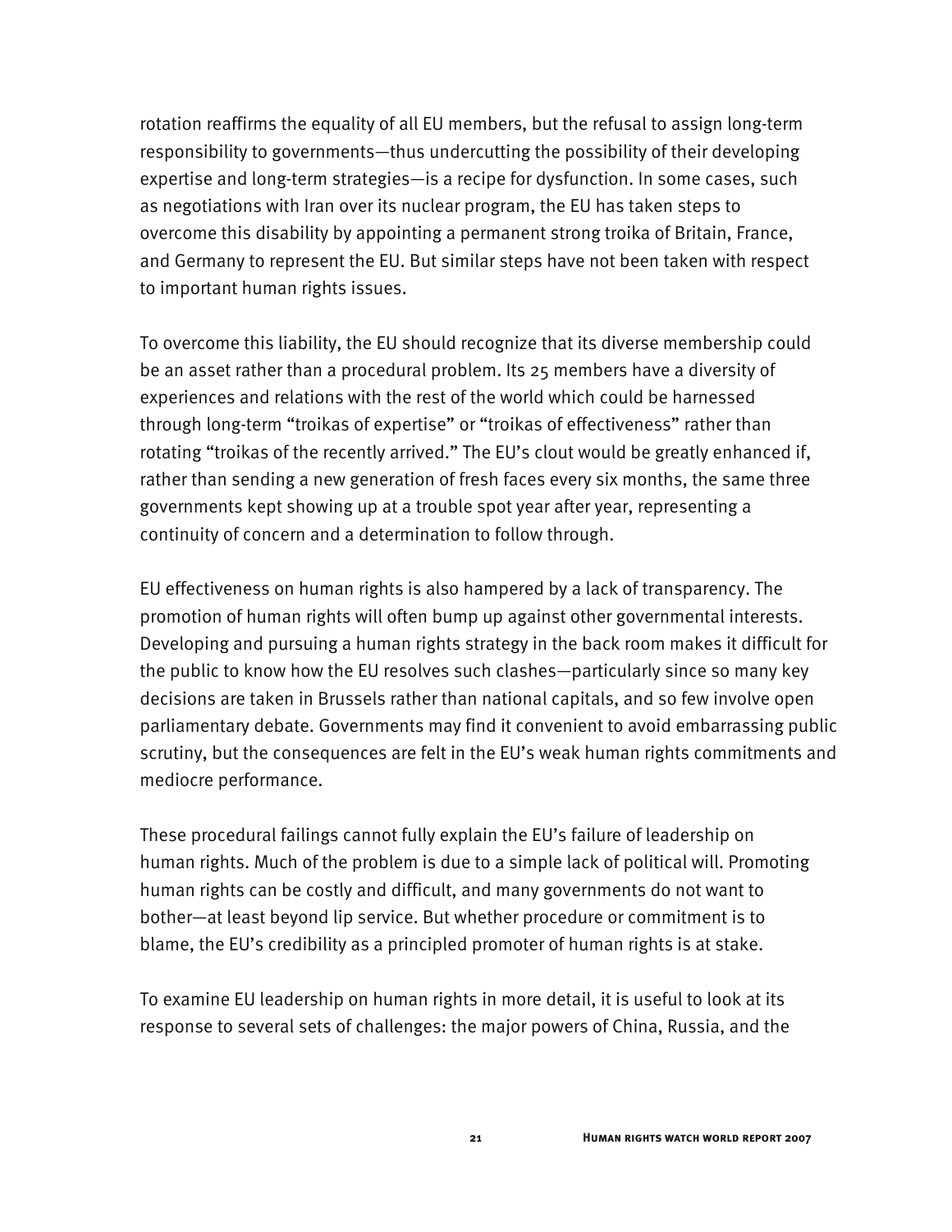rotation reaffirms the equality of all EU members, but the refusal to assign long-term responsibility to governments—thus undercutting the possibility of their developing expertise and long-term strategies—is a recipe for dysfunction. In some cases, such as negotiations with Iran over its nuclear program, the EU has taken steps to overcome this disability by appointing a permanent strong troika of Britain, France, and Germany to represent the EU. But similar steps have not been taken with respect to important human rights issues.

To overcome this liability, the EU should recognize that its diverse membership could be an asset rather than a procedural problem. Its 25 members have a diversity of experiences and relations with the rest of the world which could be harnessed through long-term "troikas of expertise" or "troikas of effectiveness" rather than rotating "troikas of the recently arrived." The EU's clout would be greatly enhanced if, rather than sending a new generation of fresh faces every six months, the same three governments kept showing up at a trouble spot year after year, representing a continuity of concern and a determination to follow through.

EU effectiveness on human rights is also hampered by a lack of transparency. The promotion of human rights will often bump up against other governmental interests. Developing and pursuing a human rights strategy in the back room makes it difficult for the public to know how the EU resolves such clashes—particularly since so many key decisions are taken in Brussels rather than national capitals, and so few involve open parliamentary debate. Governments may find it convenient to avoid embarrassing public scrutiny, but the consequences are felt in the EU's weak human rights commitments and mediocre performance.

These procedural failings cannot fully explain the EU's failure of leadership on human rights. Much of the problem is due to a simple lack of political will. Promoting human rights can be costly and difficult, and many governments do not want to bother—at least beyond lip service. But whether procedure or commitment is to blame, the EU's credibility as a principled promoter of human rights is at stake.

To examine EU leadership on human rights in more detail, it is useful to look at its response to several sets of challenges: the major powers of China, Russia, and the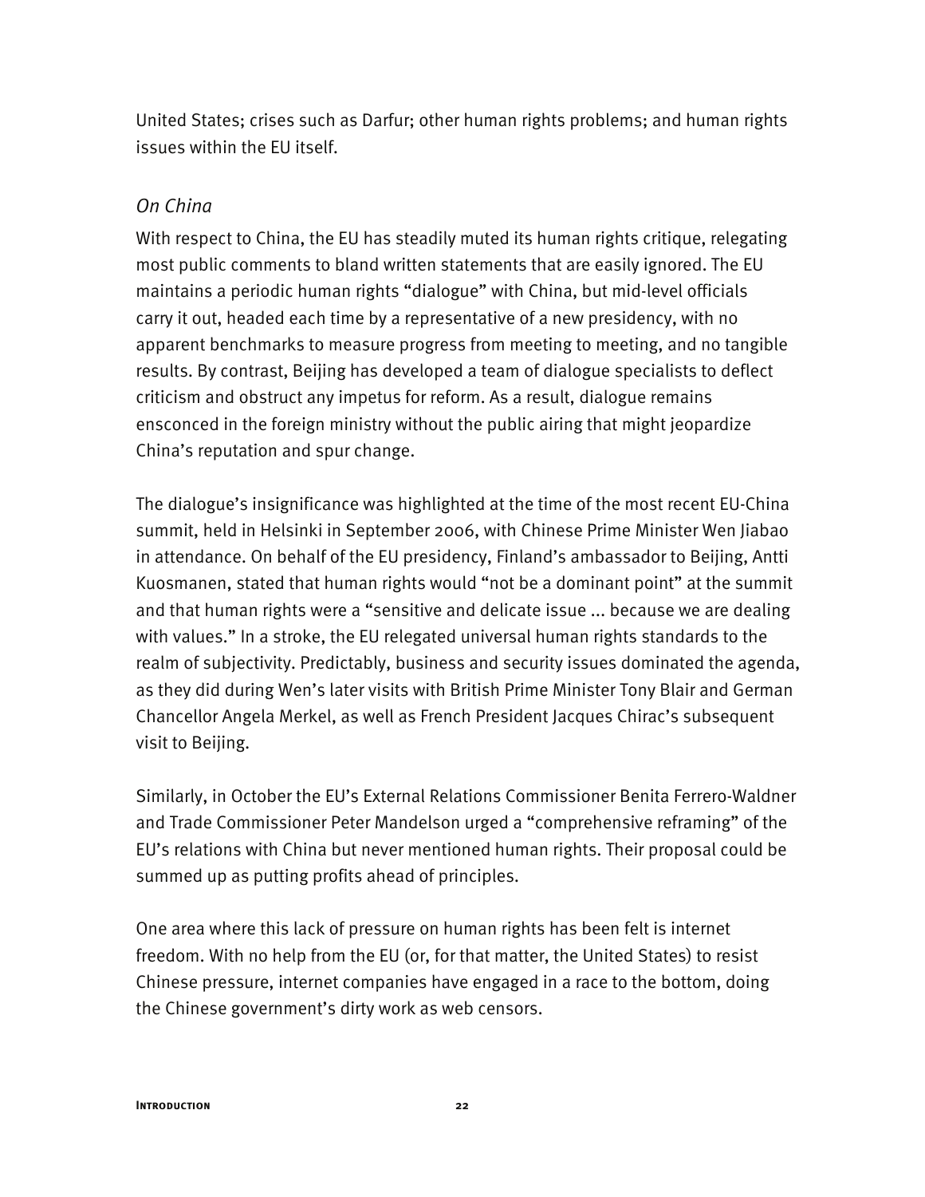United States; crises such as Darfur; other human rights problems; and human rights issues within the EU itself.

### *On China*

With respect to China, the EU has steadily muted its human rights critique, relegating most public comments to bland written statements that are easily ignored. The EU maintains a periodic human rights "dialogue" with China, but mid-level officials carry it out, headed each time by a representative of a new presidency, with no apparent benchmarks to measure progress from meeting to meeting, and no tangible results. By contrast, Beijing has developed a team of dialogue specialists to deflect criticism and obstruct any impetus for reform. As a result, dialogue remains ensconced in the foreign ministry without the public airing that might jeopardize China's reputation and spur change.

The dialogue's insignificance was highlighted at the time of the most recent EU-China summit, held in Helsinki in September 2006, with Chinese Prime Minister Wen Jiabao in attendance. On behalf of the EU presidency, Finland's ambassador to Beijing, Antti Kuosmanen, stated that human rights would "not be a dominant point" at the summit and that human rights were a "sensitive and delicate issue ... because we are dealing with values." In a stroke, the EU relegated universal human rights standards to the realm of subjectivity. Predictably, business and security issues dominated the agenda, as they did during Wen's later visits with British Prime Minister Tony Blair and German Chancellor Angela Merkel, as well as French President Jacques Chirac's subsequent visit to Beijing.

Similarly, in October the EU's External Relations Commissioner Benita Ferrero-Waldner and Trade Commissioner Peter Mandelson urged a "comprehensive reframing" of the EU's relations with China but never mentioned human rights. Their proposal could be summed up as putting profits ahead of principles.

One area where this lack of pressure on human rights has been felt is internet freedom. With no help from the EU (or, for that matter, the United States) to resist Chinese pressure, internet companies have engaged in a race to the bottom, doing the Chinese government's dirty work as web censors.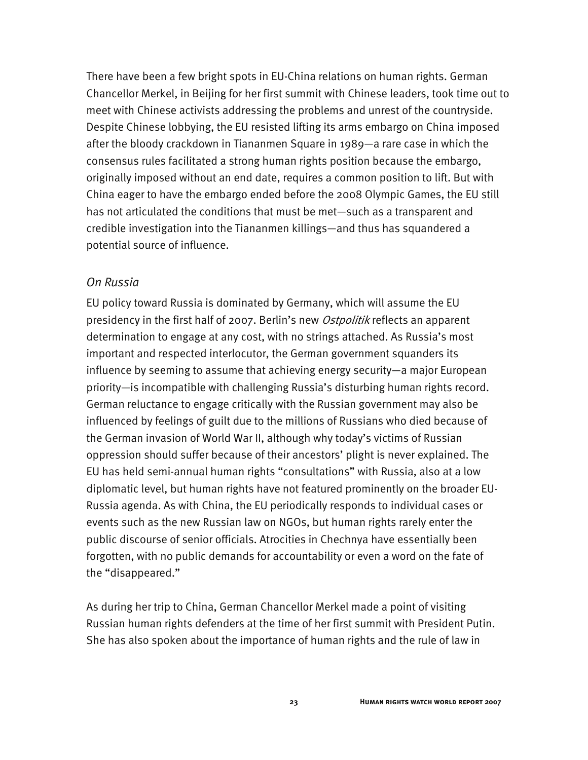There have been a few bright spots in EU-China relations on human rights. German Chancellor Merkel, in Beijing for her first summit with Chinese leaders, took time out to meet with Chinese activists addressing the problems and unrest of the countryside. Despite Chinese lobbying, the EU resisted lifting its arms embargo on China imposed after the bloody crackdown in Tiananmen Square in 1989—a rare case in which the consensus rules facilitated a strong human rights position because the embargo, originally imposed without an end date, requires a common position to lift. But with China eager to have the embargo ended before the 2008 Olympic Games, the EU still has not articulated the conditions that must be met—such as a transparent and credible investigation into the Tiananmen killings—and thus has squandered a potential source of influence.

### *On Russia*

EU policy toward Russia is dominated by Germany, which will assume the EU presidency in the first half of 2007. Berlin's new *Ostpolitik* reflects an apparent determination to engage at any cost, with no strings attached. As Russia's most important and respected interlocutor, the German government squanders its influence by seeming to assume that achieving energy security—a major European priority—is incompatible with challenging Russia's disturbing human rights record. German reluctance to engage critically with the Russian government may also be influenced by feelings of guilt due to the millions of Russians who died because of the German invasion of World War II, although why today's victims of Russian oppression should suffer because of their ancestors' plight is never explained. The EU has held semi-annual human rights "consultations" with Russia, also at a low diplomatic level, but human rights have not featured prominently on the broader EU-Russia agenda. As with China, the EU periodically responds to individual cases or events such as the new Russian law on NGOs, but human rights rarely enter the public discourse of senior officials. Atrocities in Chechnya have essentially been forgotten, with no public demands for accountability or even a word on the fate of the "disappeared."

As during her trip to China, German Chancellor Merkel made a point of visiting Russian human rights defenders at the time of her first summit with President Putin. She has also spoken about the importance of human rights and the rule of law in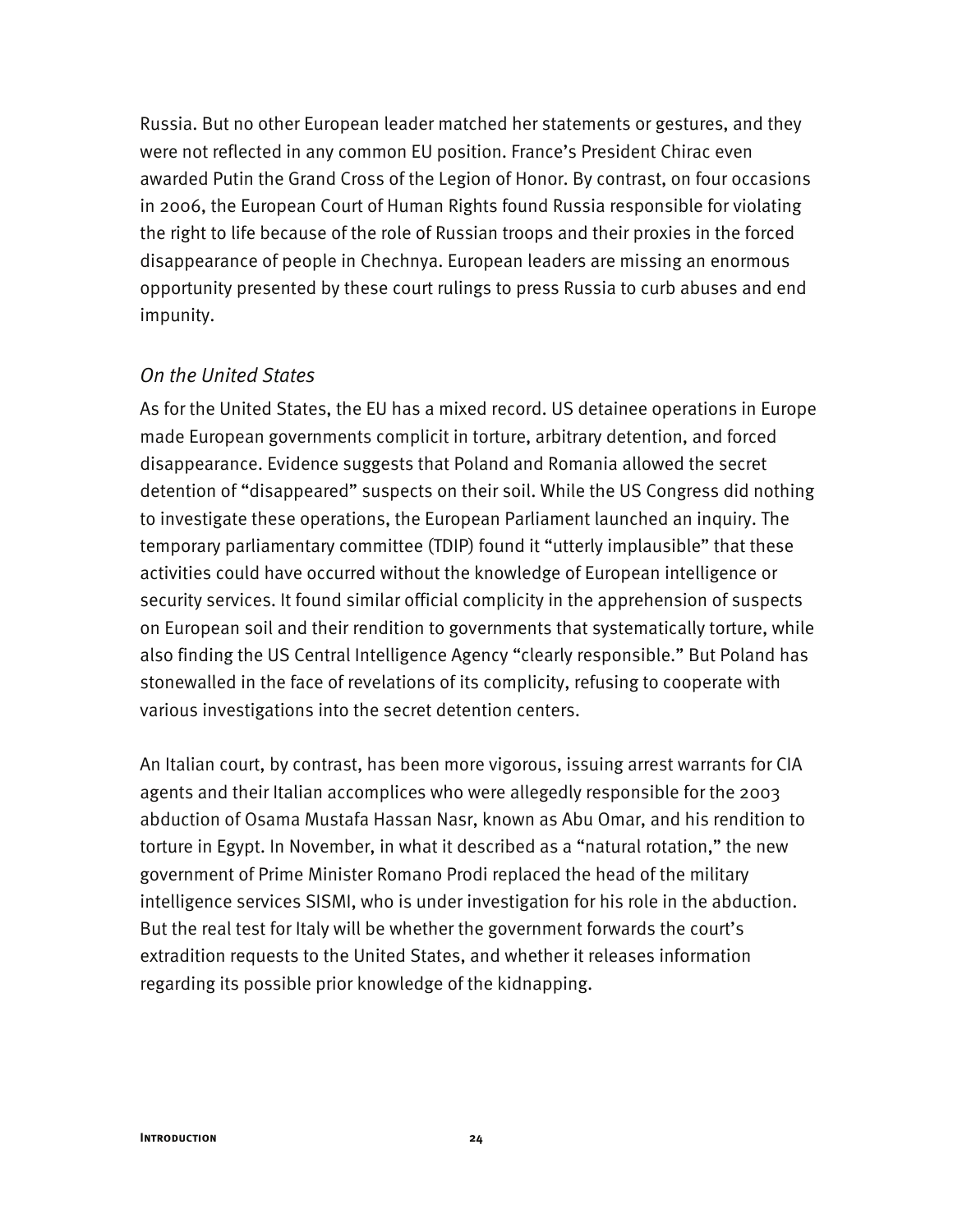Russia. But no other European leader matched her statements or gestures, and they were not reflected in any common EU position. France's President Chirac even awarded Putin the Grand Cross of the Legion of Honor. By contrast, on four occasions in 2006, the European Court of Human Rights found Russia responsible for violating the right to life because of the role of Russian troops and their proxies in the forced disappearance of people in Chechnya. European leaders are missing an enormous opportunity presented by these court rulings to press Russia to curb abuses and end impunity.

### *On the United States*

As for the United States, the EU has a mixed record. US detainee operations in Europe made European governments complicit in torture, arbitrary detention, and forced disappearance. Evidence suggests that Poland and Romania allowed the secret detention of "disappeared" suspects on their soil. While the US Congress did nothing to investigate these operations, the European Parliament launched an inquiry. The temporary parliamentary committee (TDIP) found it "utterly implausible" that these activities could have occurred without the knowledge of European intelligence or security services. It found similar official complicity in the apprehension of suspects on European soil and their rendition to governments that systematically torture, while also finding the US Central Intelligence Agency "clearly responsible." But Poland has stonewalled in the face of revelations of its complicity, refusing to cooperate with various investigations into the secret detention centers.

An Italian court, by contrast, has been more vigorous, issuing arrest warrants for CIA agents and their Italian accomplices who were allegedly responsible for the 2003 abduction of Osama Mustafa Hassan Nasr, known as Abu Omar, and his rendition to torture in Egypt. In November, in what it described as a "natural rotation," the new government of Prime Minister Romano Prodi replaced the head of the military intelligence services SISMI, who is under investigation for his role in the abduction. But the real test for Italy will be whether the government forwards the court's extradition requests to the United States, and whether it releases information regarding its possible prior knowledge of the kidnapping.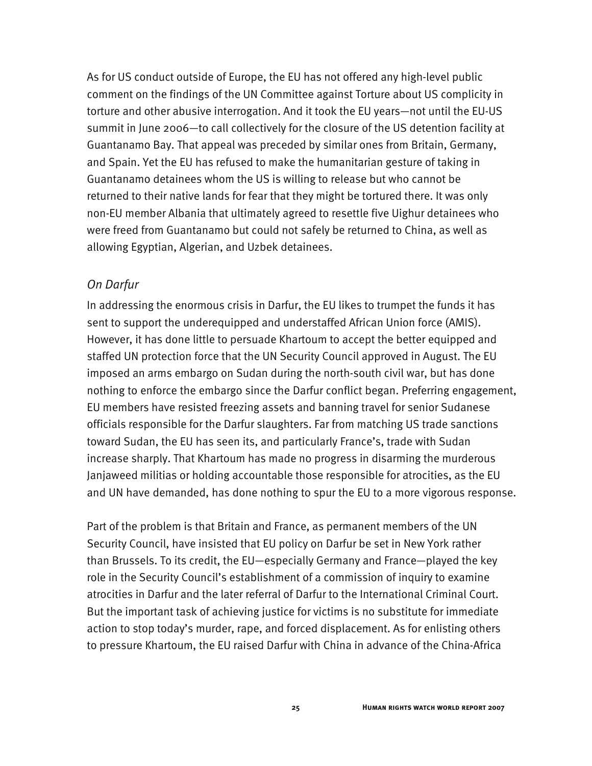As for US conduct outside of Europe, the EU has not offered any high-level public comment on the findings of the UN Committee against Torture about US complicity in torture and other abusive interrogation. And it took the EU years—not until the EU-US summit in June 2006—to call collectively for the closure of the US detention facility at Guantanamo Bay. That appeal was preceded by similar ones from Britain, Germany, and Spain. Yet the EU has refused to make the humanitarian gesture of taking in Guantanamo detainees whom the US is willing to release but who cannot be returned to their native lands for fear that they might be tortured there. It was only non-EU member Albania that ultimately agreed to resettle five Uighur detainees who were freed from Guantanamo but could not safely be returned to China, as well as allowing Egyptian, Algerian, and Uzbek detainees.

*On Darfur*

In addressing the enormous crisis in Darfur, the EU likes to trumpet the funds it has sent to support the underequipped and understaffed African Union force (AMIS). However, it has done little to persuade Khartoum to accept the better equipped and staffed UN protection force that the UN Security Council approved in August. The EU imposed an arms embargo on Sudan during the north-south civil war, but has done nothing to enforce the embargo since the Darfur conflict began. Preferring engagement, EU members have resisted freezing assets and banning travel for senior Sudanese officials responsible for the Darfur slaughters. Far from matching US trade sanctions toward Sudan, the EU has seen its, and particularly France's, trade with Sudan increase sharply. That Khartoum has made no progress in disarming the murderous Janjaweed militias or holding accountable those responsible for atrocities, as the EU and UN have demanded, has done nothing to spur the EU to a more vigorous response.

Part of the problem is that Britain and France, as permanent members of the UN Security Council, have insisted that EU policy on Darfur be set in New York rather than Brussels. To its credit, the EU—especially Germany and France—played the key role in the Security Council's establishment of a commission of inquiry to examine atrocities in Darfur and the later referral of Darfur to the International Criminal Court. But the important task of achieving justice for victims is no substitute for immediate action to stop today's murder, rape, and forced displacement. As for enlisting others to pressure Khartoum, the EU raised Darfur with China in advance of the China-Africa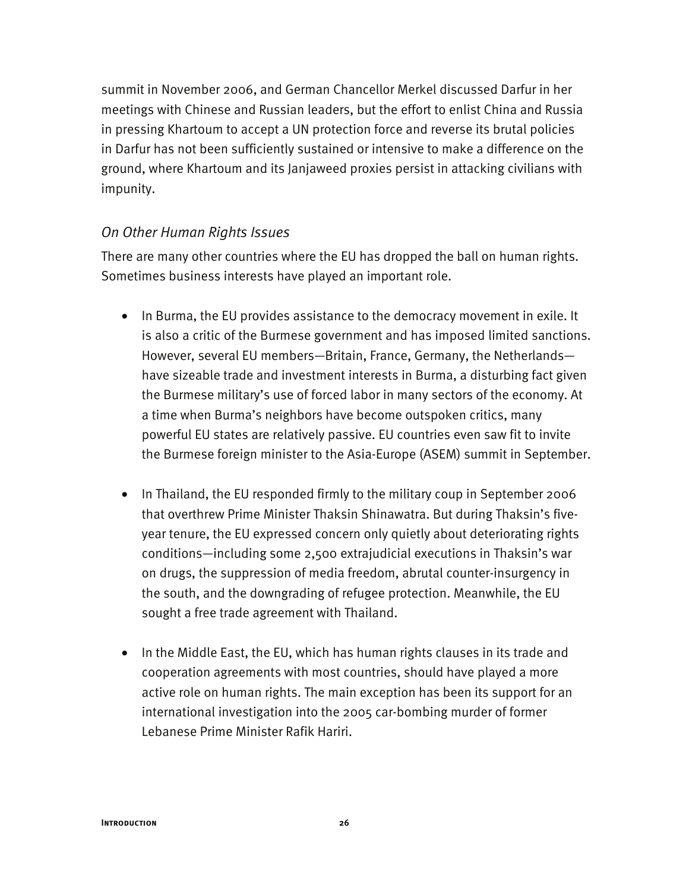summit in November 2006, and German Chancellor Merkel discussed Darfur in her meetings with Chinese and Russian leaders, but the effort to enlist China and Russia in pressing Khartoum to accept a UN protection force and reverse its brutal policies in Darfur has not been sufficiently sustained or intensive to make a difference on the ground, where Khartoum and its Janjaweed proxies persist in attacking civilians with impunity.

### *On Other Human Rights Issues*

There are many other countries where the EU has dropped the ball on human rights. Sometimes business interests have played an important role.

- In Burma, the EU provides assistance to the democracy movement in exile. It is also a critic of the Burmese government and has imposed limited sanctions. However, several EU members—Britain, France, Germany, the Netherlands—have sizeable trade and investment interests in Burma, a disturbing fact given the Burmese military's use of forced labor in many sectors of the economy. At a time when Burma's neighbors have become outspoken critics, many powerful EU states are relatively passive. EU countries even saw fit to invite the Burmese foreign minister to the Asia-Europe (ASEM) summit in September.

- In Thailand, the EU responded firmly to the military coup in September 2006 that overthrew Prime Minister Thaksin Shinawatra. But during Thaksin's five-year tenure, the EU expressed concern only quietly about deteriorating rights conditions—including some 2,500 extrajudicial executions in Thaksin's war on drugs, the suppression of media freedom, abrutal counter-insurgency in the south, and the downgrading of refugee protection. Meanwhile, the EU sought a free trade agreement with Thailand.

- In the Middle East, the EU, which has human rights clauses in its trade and cooperation agreements with most countries, should have played a more active role on human rights. The main exception has been its support for an international investigation into the 2005 car-bombing murder of former Lebanese Prime Minister Rafik Hariri.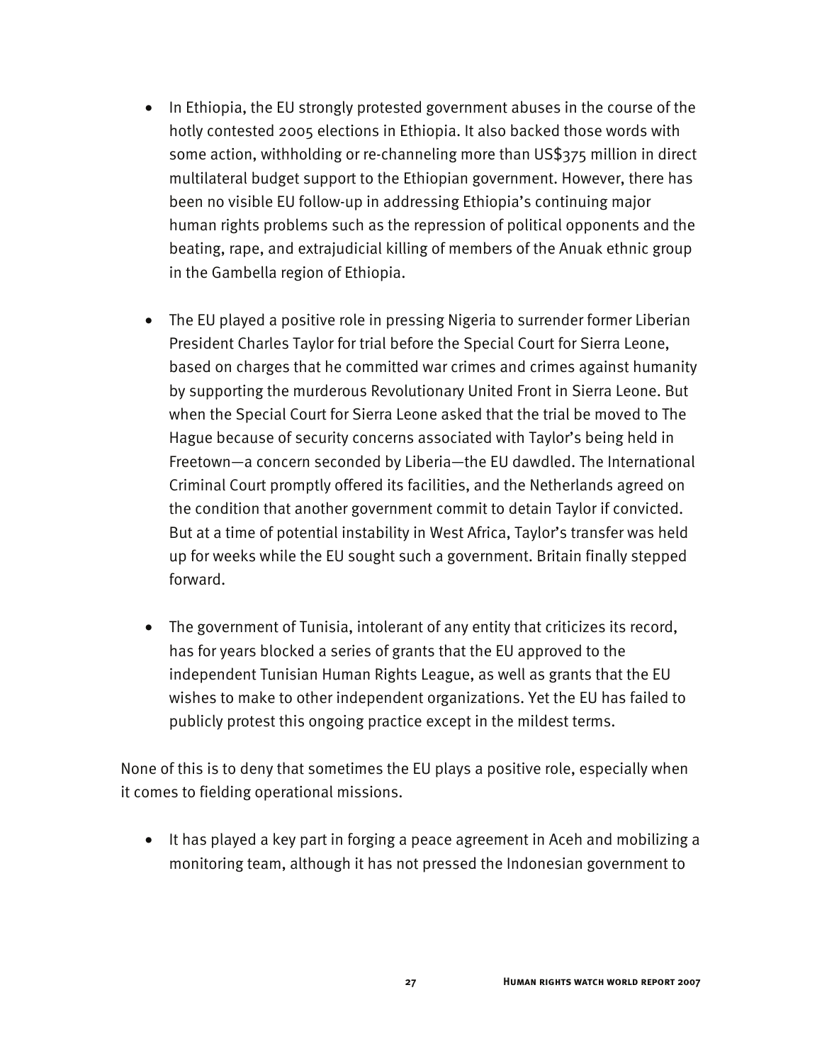- In Ethiopia, the EU strongly protested government abuses in the course of the hotly contested 2005 elections in Ethiopia. It also backed those words with some action, withholding or re-channeling more than US$375 million in direct multilateral budget support to the Ethiopian government. However, there has been no visible EU follow-up in addressing Ethiopia's continuing major human rights problems such as the repression of political opponents and the beating, rape, and extrajudicial killing of members of the Anuak ethnic group in the Gambella region of Ethiopia.

- The EU played a positive role in pressing Nigeria to surrender former Liberian President Charles Taylor for trial before the Special Court for Sierra Leone, based on charges that he committed war crimes and crimes against humanity by supporting the murderous Revolutionary United Front in Sierra Leone. But when the Special Court for Sierra Leone asked that the trial be moved to The Hague because of security concerns associated with Taylor's being held in Freetown—a concern seconded by Liberia—the EU dawdled. The International Criminal Court promptly offered its facilities, and the Netherlands agreed on the condition that another government commit to detain Taylor if convicted. But at a time of potential instability in West Africa, Taylor's transfer was held up for weeks while the EU sought such a government. Britain finally stepped forward.

- The government of Tunisia, intolerant of any entity that criticizes its record, has for years blocked a series of grants that the EU approved to the independent Tunisian Human Rights League, as well as grants that the EU wishes to make to other independent organizations. Yet the EU has failed to publicly protest this ongoing practice except in the mildest terms.

None of this is to deny that sometimes the EU plays a positive role, especially when it comes to fielding operational missions.

- It has played a key part in forging a peace agreement in Aceh and mobilizing a monitoring team, although it has not pressed the Indonesian government to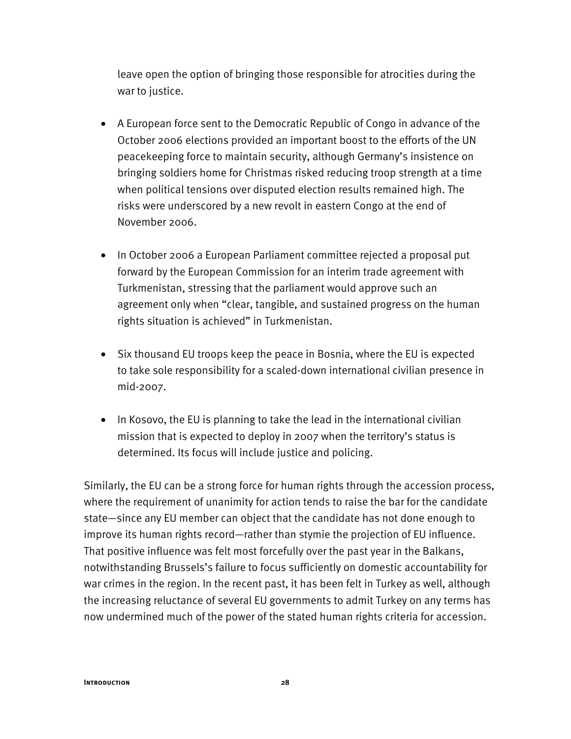leave open the option of bringing those responsible for atrocities during the war to justice.

- A European force sent to the Democratic Republic of Congo in advance of the October 2006 elections provided an important boost to the efforts of the UN peacekeeping force to maintain security, although Germany's insistence on bringing soldiers home for Christmas risked reducing troop strength at a time when political tensions over disputed election results remained high. The risks were underscored by a new revolt in eastern Congo at the end of November 2006.

- In October 2006 a European Parliament committee rejected a proposal put forward by the European Commission for an interim trade agreement with Turkmenistan, stressing that the parliament would approve such an agreement only when "clear, tangible, and sustained progress on the human rights situation is achieved" in Turkmenistan.

- Six thousand EU troops keep the peace in Bosnia, where the EU is expected to take sole responsibility for a scaled-down international civilian presence in mid-2007.

- In Kosovo, the EU is planning to take the lead in the international civilian mission that is expected to deploy in 2007 when the territory's status is determined. Its focus will include justice and policing.

Similarly, the EU can be a strong force for human rights through the accession process, where the requirement of unanimity for action tends to raise the bar for the candidate state—since any EU member can object that the candidate has not done enough to improve its human rights record—rather than stymie the projection of EU influence. That positive influence was felt most forcefully over the past year in the Balkans, notwithstanding Brussels's failure to focus sufficiently on domestic accountability for war crimes in the region. In the recent past, it has been felt in Turkey as well, although the increasing reluctance of several EU governments to admit Turkey on any terms has now undermined much of the power of the stated human rights criteria for accession.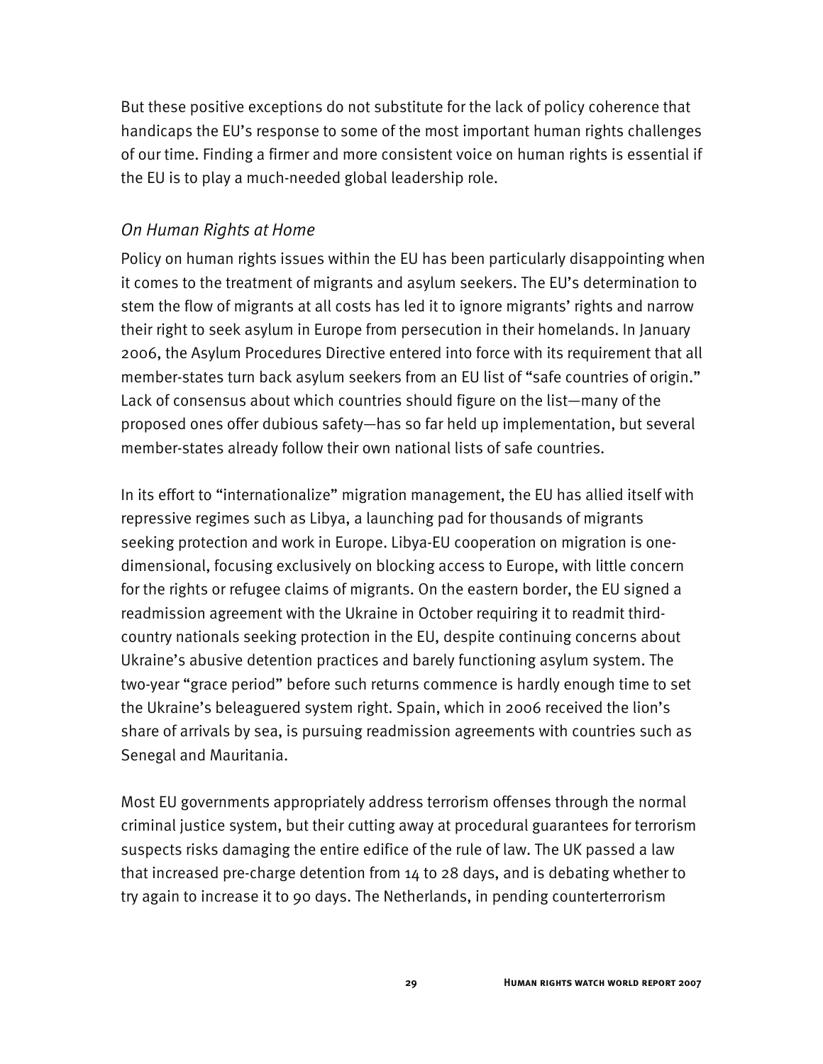But these positive exceptions do not substitute for the lack of policy coherence that handicaps the EU's response to some of the most important human rights challenges of our time. Finding a firmer and more consistent voice on human rights is essential if the EU is to play a much-needed global leadership role.

### *On Human Rights at Home*

Policy on human rights issues within the EU has been particularly disappointing when it comes to the treatment of migrants and asylum seekers. The EU's determination to stem the flow of migrants at all costs has led it to ignore migrants' rights and narrow their right to seek asylum in Europe from persecution in their homelands. In January 2006, the Asylum Procedures Directive entered into force with its requirement that all member-states turn back asylum seekers from an EU list of "safe countries of origin." Lack of consensus about which countries should figure on the list—many of the proposed ones offer dubious safety—has so far held up implementation, but several member-states already follow their own national lists of safe countries.

In its effort to "internationalize" migration management, the EU has allied itself with repressive regimes such as Libya, a launching pad for thousands of migrants seeking protection and work in Europe. Libya-EU cooperation on migration is one-dimensional, focusing exclusively on blocking access to Europe, with little concern for the rights or refugee claims of migrants. On the eastern border, the EU signed a readmission agreement with the Ukraine in October requiring it to readmit third-country nationals seeking protection in the EU, despite continuing concerns about Ukraine's abusive detention practices and barely functioning asylum system. The two-year "grace period" before such returns commence is hardly enough time to set the Ukraine's beleaguered system right. Spain, which in 2006 received the lion's share of arrivals by sea, is pursuing readmission agreements with countries such as Senegal and Mauritania.

Most EU governments appropriately address terrorism offenses through the normal criminal justice system, but their cutting away at procedural guarantees for terrorism suspects risks damaging the entire edifice of the rule of law. The UK passed a law that increased pre-charge detention from 14 to 28 days, and is debating whether to try again to increase it to 90 days. The Netherlands, in pending counterterrorism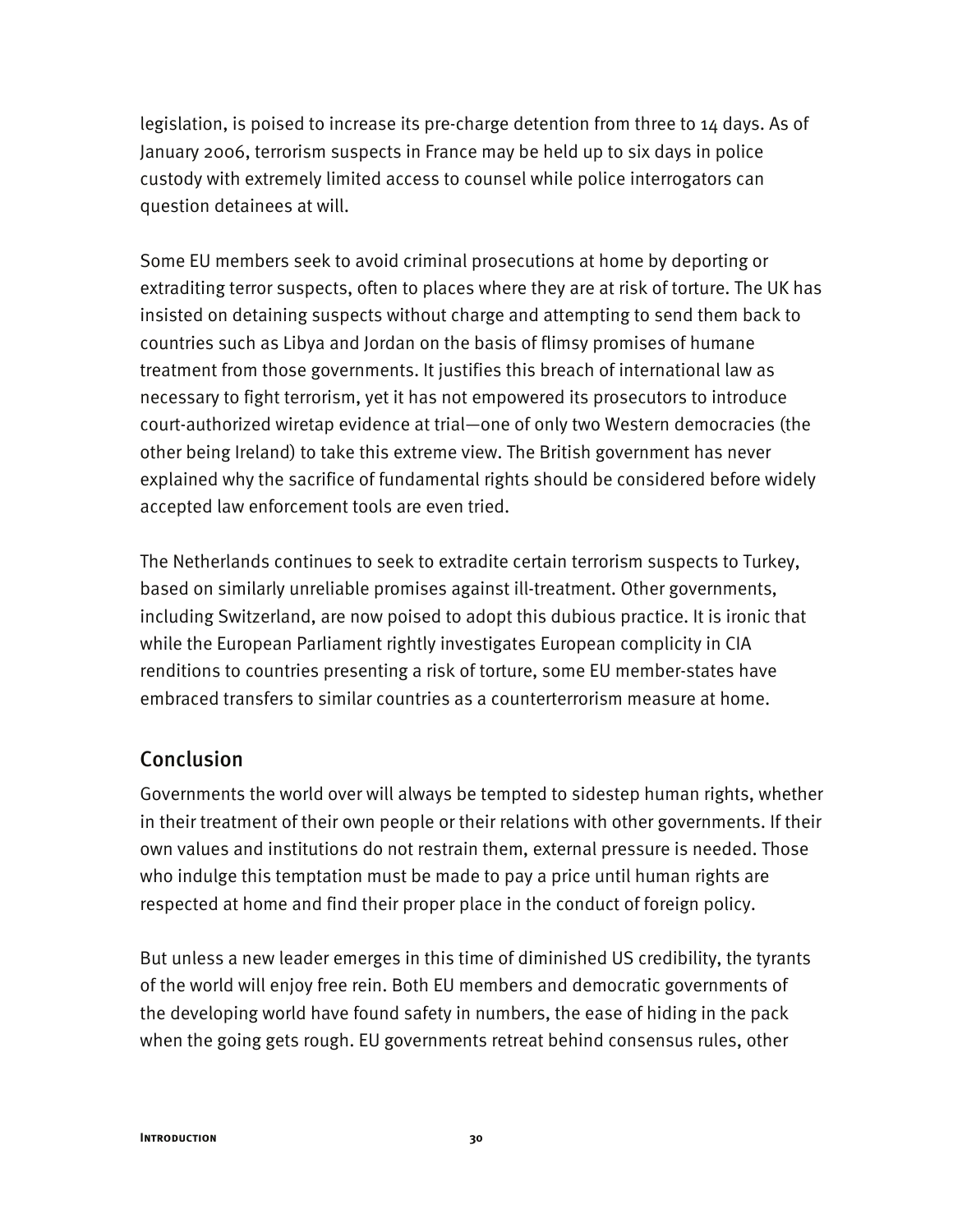legislation, is poised to increase its pre-charge detention from three to 14 days. As of January 2006, terrorism suspects in France may be held up to six days in police custody with extremely limited access to counsel while police interrogators can question detainees at will.

Some EU members seek to avoid criminal prosecutions at home by deporting or extraditing terror suspects, often to places where they are at risk of torture. The UK has insisted on detaining suspects without charge and attempting to send them back to countries such as Libya and Jordan on the basis of flimsy promises of humane treatment from those governments. It justifies this breach of international law as necessary to fight terrorism, yet it has not empowered its prosecutors to introduce court-authorized wiretap evidence at trial—one of only two Western democracies (the other being Ireland) to take this extreme view. The British government has never explained why the sacrifice of fundamental rights should be considered before widely accepted law enforcement tools are even tried.

The Netherlands continues to seek to extradite certain terrorism suspects to Turkey, based on similarly unreliable promises against ill-treatment. Other governments, including Switzerland, are now poised to adopt this dubious practice. It is ironic that while the European Parliament rightly investigates European complicity in CIA renditions to countries presenting a risk of torture, some EU member-states have embraced transfers to similar countries as a counterterrorism measure at home.

## Conclusion

Governments the world over will always be tempted to sidestep human rights, whether in their treatment of their own people or their relations with other governments. If their own values and institutions do not restrain them, external pressure is needed. Those who indulge this temptation must be made to pay a price until human rights are respected at home and find their proper place in the conduct of foreign policy.

But unless a new leader emerges in this time of diminished US credibility, the tyrants of the world will enjoy free rein. Both EU members and democratic governments of the developing world have found safety in numbers, the ease of hiding in the pack when the going gets rough. EU governments retreat behind consensus rules, other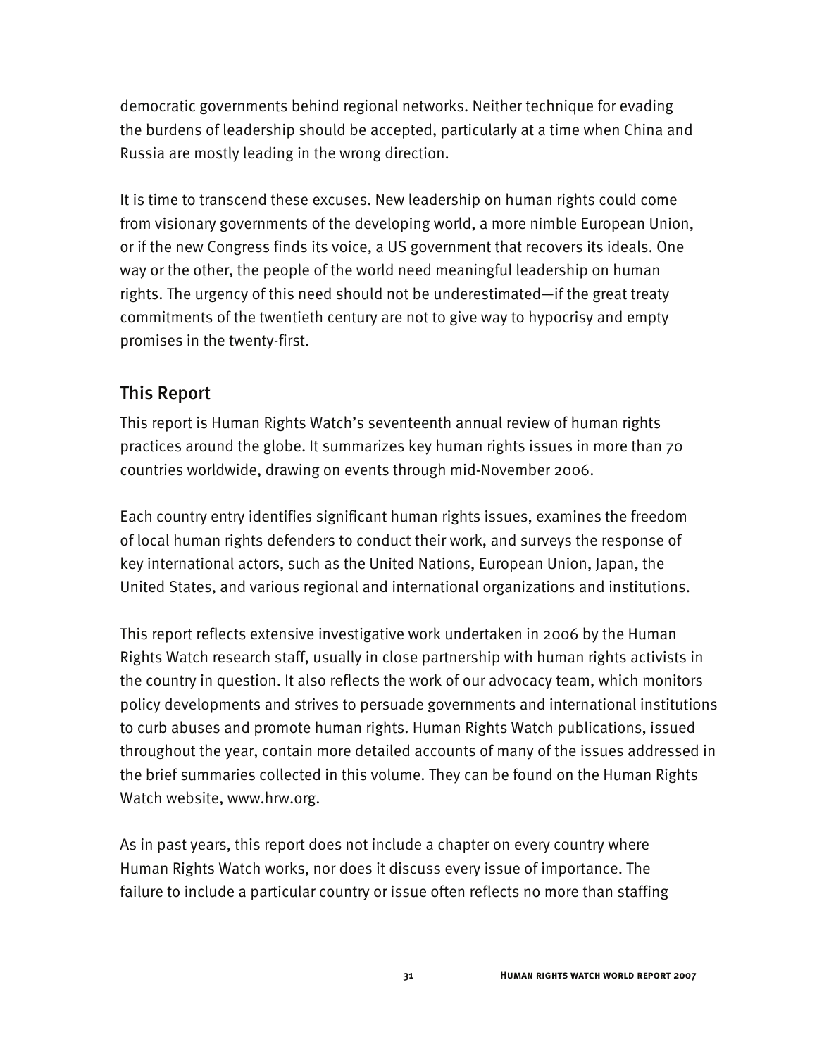democratic governments behind regional networks. Neither technique for evading the burdens of leadership should be accepted, particularly at a time when China and Russia are mostly leading in the wrong direction.

It is time to transcend these excuses. New leadership on human rights could come from visionary governments of the developing world, a more nimble European Union, or if the new Congress finds its voice, a US government that recovers its ideals. One way or the other, the people of the world need meaningful leadership on human rights. The urgency of this need should not be underestimated—if the great treaty commitments of the twentieth century are not to give way to hypocrisy and empty promises in the twenty-first.

## This Report

This report is Human Rights Watch's seventeenth annual review of human rights practices around the globe. It summarizes key human rights issues in more than 70 countries worldwide, drawing on events through mid-November 2006.

Each country entry identifies significant human rights issues, examines the freedom of local human rights defenders to conduct their work, and surveys the response of key international actors, such as the United Nations, European Union, Japan, the United States, and various regional and international organizations and institutions.

This report reflects extensive investigative work undertaken in 2006 by the Human Rights Watch research staff, usually in close partnership with human rights activists in the country in question. It also reflects the work of our advocacy team, which monitors policy developments and strives to persuade governments and international institutions to curb abuses and promote human rights. Human Rights Watch publications, issued throughout the year, contain more detailed accounts of many of the issues addressed in the brief summaries collected in this volume. They can be found on the Human Rights Watch website, www.hrw.org.

As in past years, this report does not include a chapter on every country where Human Rights Watch works, nor does it discuss every issue of importance. The failure to include a particular country or issue often reflects no more than staffing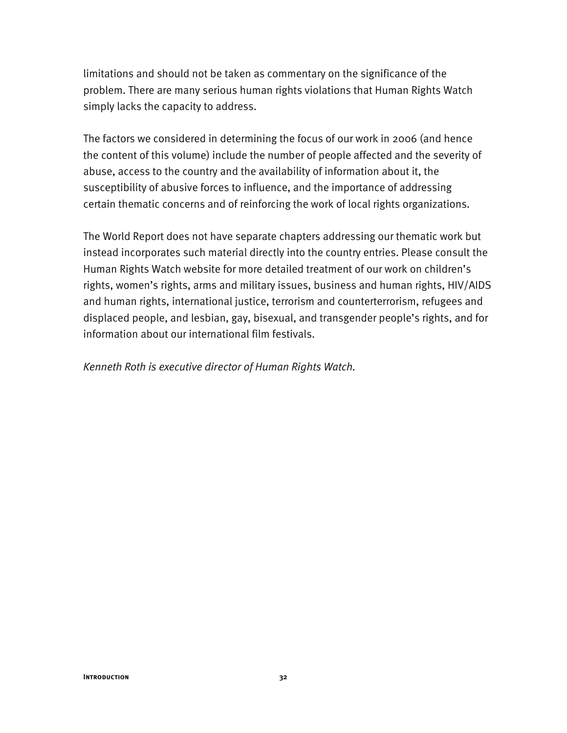limitations and should not be taken as commentary on the significance of the problem. There are many serious human rights violations that Human Rights Watch simply lacks the capacity to address.

The factors we considered in determining the focus of our work in 2006 (and hence the content of this volume) include the number of people affected and the severity of abuse, access to the country and the availability of information about it, the susceptibility of abusive forces to influence, and the importance of addressing certain thematic concerns and of reinforcing the work of local rights organizations.

The World Report does not have separate chapters addressing our thematic work but instead incorporates such material directly into the country entries. Please consult the Human Rights Watch website for more detailed treatment of our work on children's rights, women's rights, arms and military issues, business and human rights, HIV/AIDS and human rights, international justice, terrorism and counterterrorism, refugees and displaced people, and lesbian, gay, bisexual, and transgender people's rights, and for information about our international film festivals.

*Kenneth Roth is executive director of Human Rights Watch.*